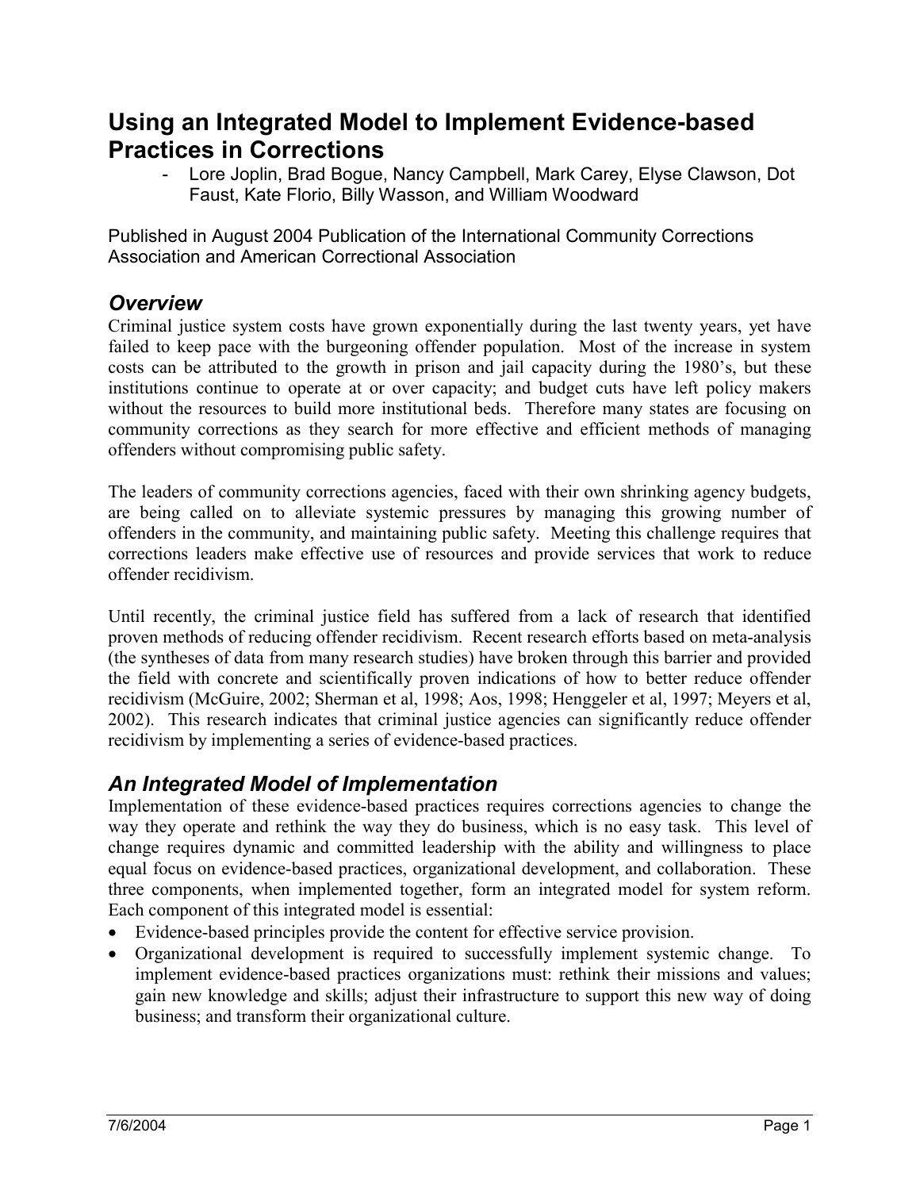# Using an Integrated Model to Implement Evidence-based Practices in Corrections

- Lore Joplin, Brad Bogue, Nancy Campbell, Mark Carey, Elyse Clawson, Dot Faust, Kate Florio, Billy Wasson, and William Woodward

Published in August 2004 Publication of the International Community Corrections Association and American Correctional Association

## *Overview*

Criminal justice system costs have grown exponentially during the last twenty years, yet have failed to keep pace with the burgeoning offender population. Most of the increase in system costs can be attributed to the growth in prison and jail capacity during the 1980's, but these institutions continue to operate at or over capacity; and budget cuts have left policy makers without the resources to build more institutional beds. Therefore many states are focusing on community corrections as they search for more effective and efficient methods of managing offenders without compromising public safety.

The leaders of community corrections agencies, faced with their own shrinking agency budgets, are being called on to alleviate systemic pressures by managing this growing number of offenders in the community, and maintaining public safety. Meeting this challenge requires that corrections leaders make effective use of resources and provide services that work to reduce offender recidivism.

Until recently, the criminal justice field has suffered from a lack of research that identified proven methods of reducing offender recidivism. Recent research efforts based on meta-analysis (the syntheses of data from many research studies) have broken through this barrier and provided the field with concrete and scientifically proven indications of how to better reduce offender recidivism (McGuire, 2002; Sherman et al, 1998; Aos, 1998; Henggeler et al, 1997; Meyers et al, 2002). This research indicates that criminal justice agencies can significantly reduce offender recidivism by implementing a series of evidence-based practices.

## *An Integrated Model of Implementation*

Implementation of these evidence-based practices requires corrections agencies to change the way they operate and rethink the way they do business, which is no easy task. This level of change requires dynamic and committed leadership with the ability and willingness to place equal focus on evidence-based practices, organizational development, and collaboration. These three components, when implemented together, form an integrated model for system reform. Each component of this integrated model is essential:

- Evidence-based principles provide the content for effective service provision.
- Organizational development is required to successfully implement systemic change. To implement evidence-based practices organizations must: rethink their missions and values; gain new knowledge and skills; adjust their infrastructure to support this new way of doing business; and transform their organizational culture.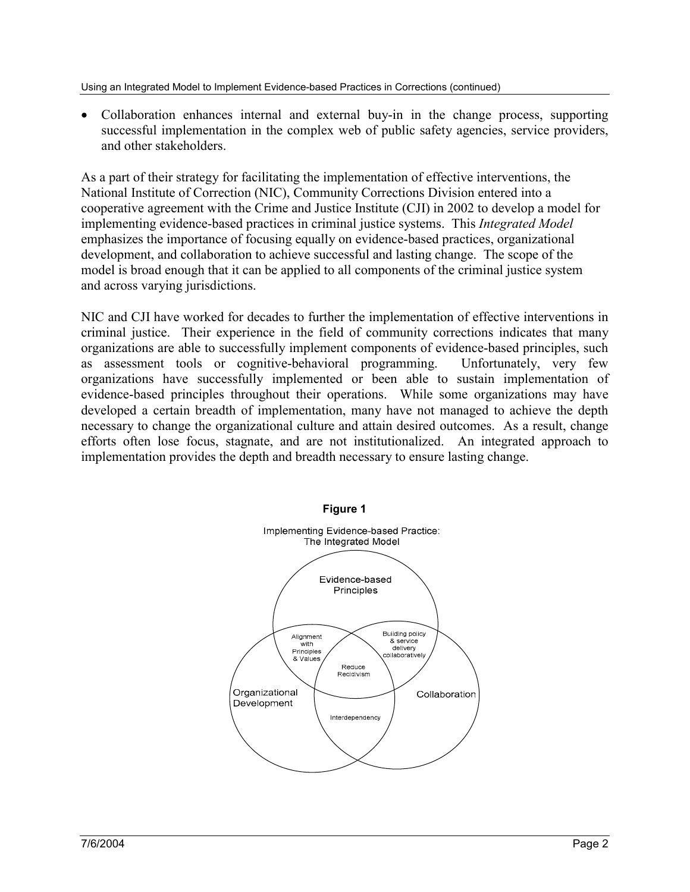- Collaboration enhances internal and external buy-in in the change process, supporting successful implementation in the complex web of public safety agencies, service providers, and other stakeholders.

As a part of their strategy for facilitating the implementation of effective interventions, the National Institute of Correction (NIC), Community Corrections Division entered into a cooperative agreement with the Crime and Justice Institute (CJI) in 2002 to develop a model for implementing evidence-based practices in criminal justice systems. This *Integrated Model* emphasizes the importance of focusing equally on evidence-based practices, organizational development, and collaboration to achieve successful and lasting change. The scope of the model is broad enough that it can be applied to all components of the criminal justice system and across varying jurisdictions.

NIC and CJI have worked for decades to further the implementation of effective interventions in criminal justice. Their experience in the field of community corrections indicates that many organizations are able to successfully implement components of evidence-based principles, such as assessment tools or cognitive-behavioral programming. Unfortunately, very few organizations have successfully implemented or been able to sustain implementation of evidence-based principles throughout their operations. While some organizations may have developed a certain breadth of implementation, many have not managed to achieve the depth necessary to change the organizational culture and attain desired outcomes. As a result, change efforts often lose focus, stagnate, and are not institutionalized. An integrated approach to implementation provides the depth and breadth necessary to ensure lasting change.

**Figure 1**

Implementing Evidence-based Practice: The Integrated Model

Evidence-based Principles

Organizational Development

Collaboration

Alignment with Principles & Values

Building policy & service delivery collaboratively

Reduce Recidivism

Interdependency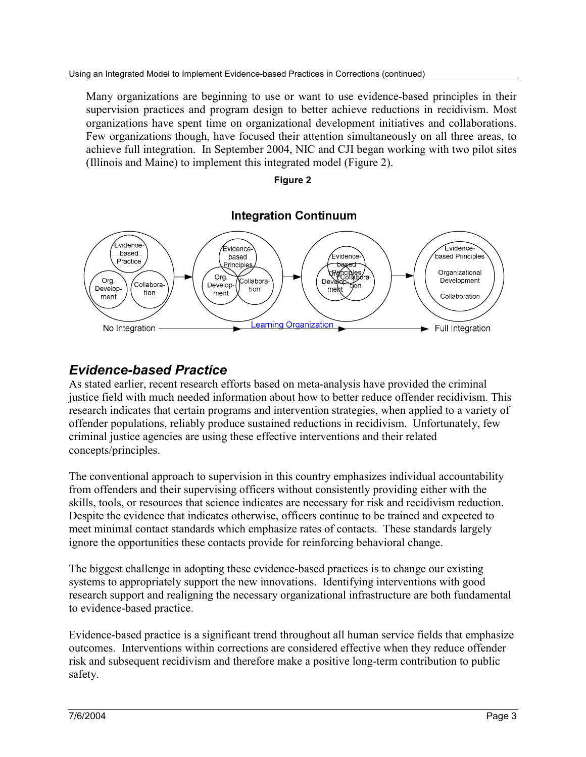Many organizations are beginning to use or want to use evidence-based principles in their supervision practices and program design to better achieve reductions in recidivism. Most organizations have spent time on organizational development initiatives and collaborations. Few organizations though, have focused their attention simultaneously on all three areas, to achieve full integration. In September 2004, NIC and CJI began working with two pilot sites (Illinois and Maine) to implement this integrated model (Figure 2).

**Figure 2**

**Integration Continuum**

No Integration → Learning Organization → Full Integration

## *Evidence-based Practice*

As stated earlier, recent research efforts based on meta-analysis have provided the criminal justice field with much needed information about how to better reduce offender recidivism. This research indicates that certain programs and intervention strategies, when applied to a variety of offender populations, reliably produce sustained reductions in recidivism. Unfortunately, few criminal justice agencies are using these effective interventions and their related concepts/principles.

The conventional approach to supervision in this country emphasizes individual accountability from offenders and their supervising officers without consistently providing either with the skills, tools, or resources that science indicates are necessary for risk and recidivism reduction. Despite the evidence that indicates otherwise, officers continue to be trained and expected to meet minimal contact standards which emphasize rates of contacts. These standards largely ignore the opportunities these contacts provide for reinforcing behavioral change.

The biggest challenge in adopting these evidence-based practices is to change our existing systems to appropriately support the new innovations. Identifying interventions with good research support and realigning the necessary organizational infrastructure are both fundamental to evidence-based practice.

Evidence-based practice is a significant trend throughout all human service fields that emphasize outcomes. Interventions within corrections are considered effective when they reduce offender risk and subsequent recidivism and therefore make a positive long-term contribution to public safety.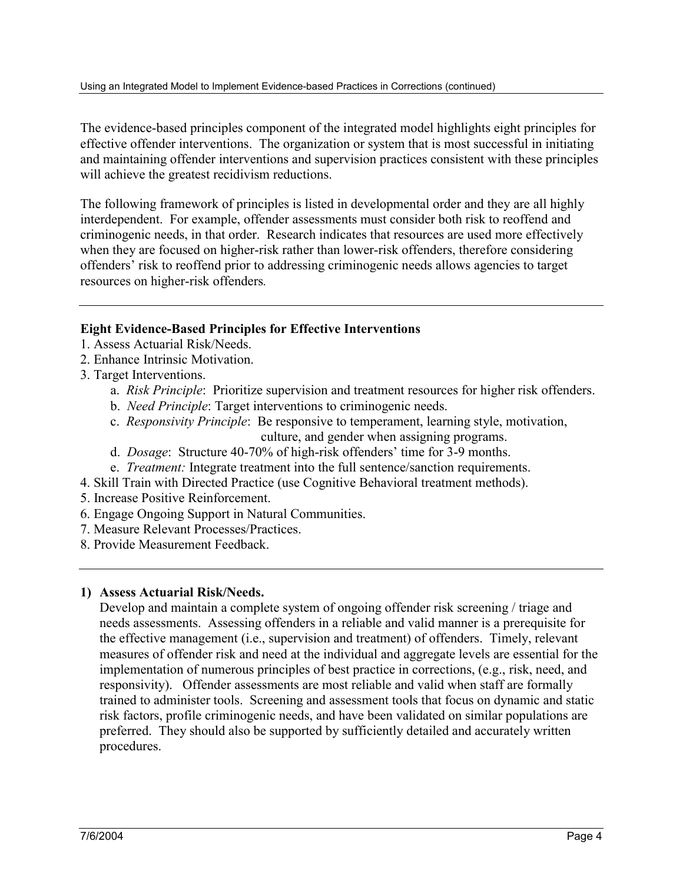The evidence-based principles component of the integrated model highlights eight principles for effective offender interventions. The organization or system that is most successful in initiating and maintaining offender interventions and supervision practices consistent with these principles will achieve the greatest recidivism reductions.

The following framework of principles is listed in developmental order and they are all highly interdependent. For example, offender assessments must consider both risk to reoffend and criminogenic needs, in that order. Research indicates that resources are used more effectively when they are focused on higher-risk rather than lower-risk offenders, therefore considering offenders' risk to reoffend prior to addressing criminogenic needs allows agencies to target resources on higher-risk offenders.

---

**Eight Evidence-Based Principles for Effective Interventions**

1. Assess Actuarial Risk/Needs.
2. Enhance Intrinsic Motivation.
3. Target Interventions.
   a. *Risk Principle*: Prioritize supervision and treatment resources for higher risk offenders.
   b. *Need Principle*: Target interventions to criminogenic needs.
   c. *Responsivity Principle*: Be responsive to temperament, learning style, motivation, culture, and gender when assigning programs.
   d. *Dosage*: Structure 40-70% of high-risk offenders' time for 3-9 months.
   e. *Treatment:* Integrate treatment into the full sentence/sanction requirements.
4. Skill Train with Directed Practice (use Cognitive Behavioral treatment methods).
5. Increase Positive Reinforcement.
6. Engage Ongoing Support in Natural Communities.
7. Measure Relevant Processes/Practices.
8. Provide Measurement Feedback.

---

### 1) Assess Actuarial Risk/Needs.

Develop and maintain a complete system of ongoing offender risk screening / triage and needs assessments. Assessing offenders in a reliable and valid manner is a prerequisite for the effective management (i.e., supervision and treatment) of offenders. Timely, relevant measures of offender risk and need at the individual and aggregate levels are essential for the implementation of numerous principles of best practice in corrections, (e.g., risk, need, and responsivity). Offender assessments are most reliable and valid when staff are formally trained to administer tools. Screening and assessment tools that focus on dynamic and static risk factors, profile criminogenic needs, and have been validated on similar populations are preferred. They should also be supported by sufficiently detailed and accurately written procedures.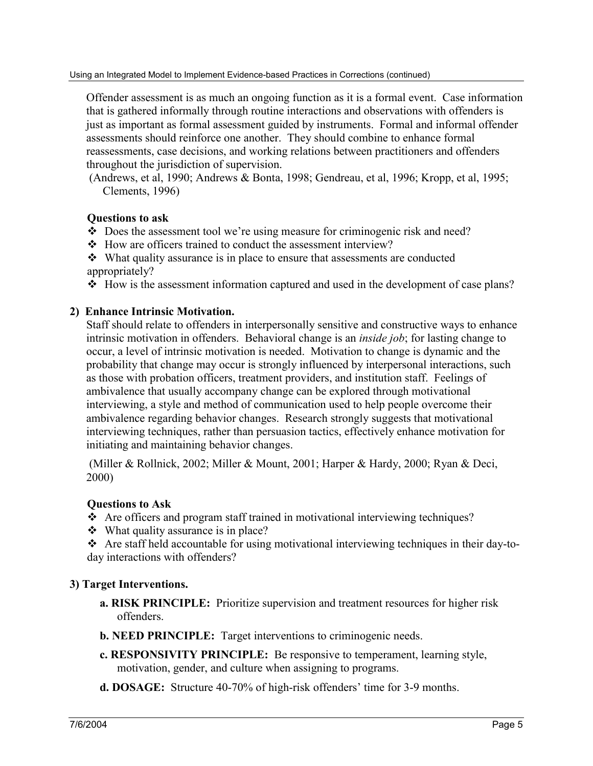Offender assessment is as much an ongoing function as it is a formal event. Case information that is gathered informally through routine interactions and observations with offenders is just as important as formal assessment guided by instruments. Formal and informal offender assessments should reinforce one another. They should combine to enhance formal reassessments, case decisions, and working relations between practitioners and offenders throughout the jurisdiction of supervision.

(Andrews, et al, 1990; Andrews & Bonta, 1998; Gendreau, et al, 1996; Kropp, et al, 1995; Clements, 1996)

**Questions to ask**

- ❖ Does the assessment tool we're using measure for criminogenic risk and need?
- ❖ How are officers trained to conduct the assessment interview?
- ❖ What quality assurance is in place to ensure that assessments are conducted appropriately?
- ❖ How is the assessment information captured and used in the development of case plans?

**2) Enhance Intrinsic Motivation.**

Staff should relate to offenders in interpersonally sensitive and constructive ways to enhance intrinsic motivation in offenders. Behavioral change is an *inside job*; for lasting change to occur, a level of intrinsic motivation is needed. Motivation to change is dynamic and the probability that change may occur is strongly influenced by interpersonal interactions, such as those with probation officers, treatment providers, and institution staff. Feelings of ambivalence that usually accompany change can be explored through motivational interviewing, a style and method of communication used to help people overcome their ambivalence regarding behavior changes. Research strongly suggests that motivational interviewing techniques, rather than persuasion tactics, effectively enhance motivation for initiating and maintaining behavior changes.

(Miller & Rollnick, 2002; Miller & Mount, 2001; Harper & Hardy, 2000; Ryan & Deci, 2000)

**Questions to Ask**

- ❖ Are officers and program staff trained in motivational interviewing techniques?
- ❖ What quality assurance is in place?
- ❖ Are staff held accountable for using motivational interviewing techniques in their day-to-day interactions with offenders?

**3) Target Interventions.**

**a. RISK PRINCIPLE:** Prioritize supervision and treatment resources for higher risk offenders.

**b. NEED PRINCIPLE:** Target interventions to criminogenic needs.

**c. RESPONSIVITY PRINCIPLE:** Be responsive to temperament, learning style, motivation, gender, and culture when assigning to programs.

**d. DOSAGE:** Structure 40-70% of high-risk offenders' time for 3-9 months.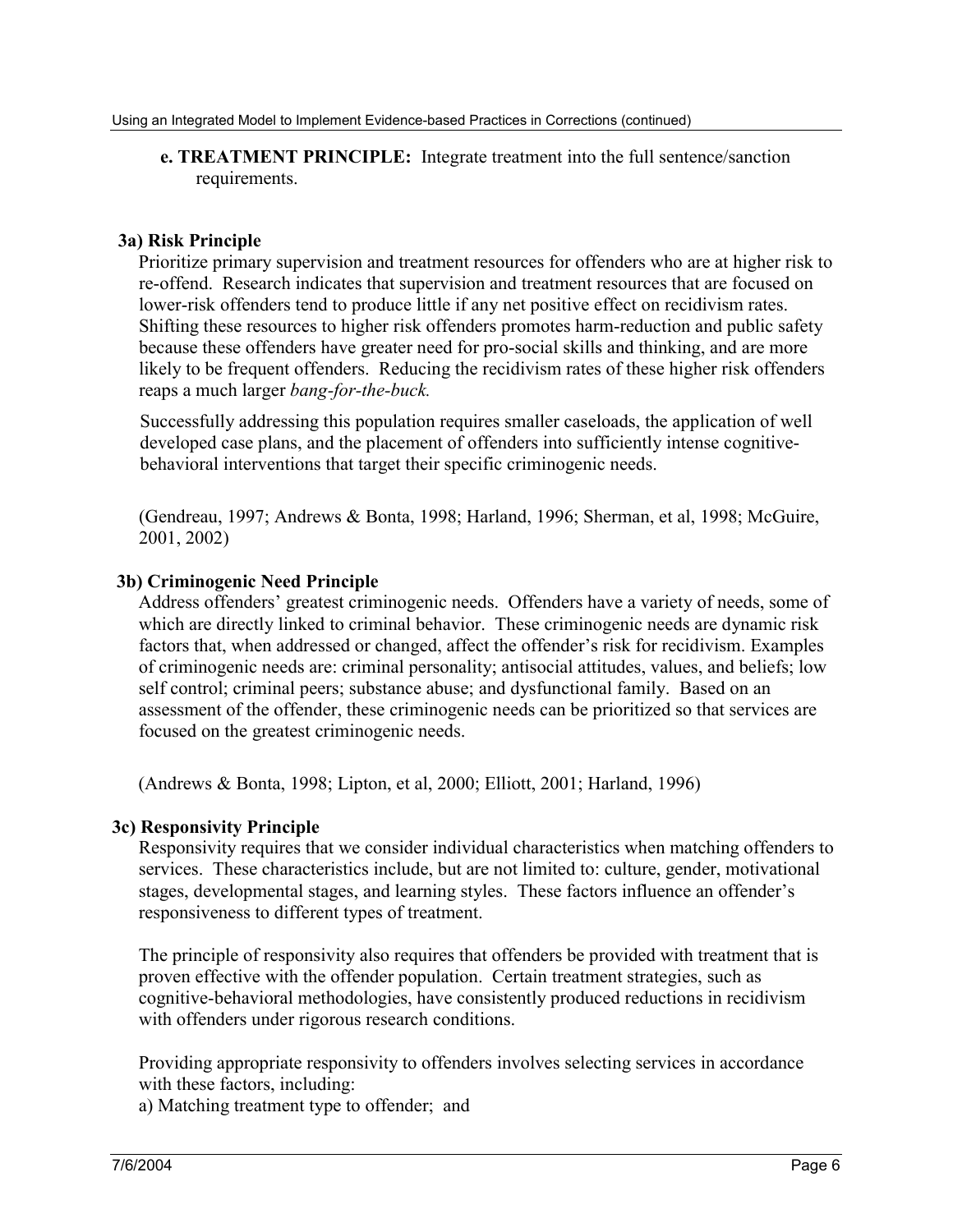**e. TREATMENT PRINCIPLE:** Integrate treatment into the full sentence/sanction requirements.

### 3a) Risk Principle

Prioritize primary supervision and treatment resources for offenders who are at higher risk to re-offend. Research indicates that supervision and treatment resources that are focused on lower-risk offenders tend to produce little if any net positive effect on recidivism rates. Shifting these resources to higher risk offenders promotes harm-reduction and public safety because these offenders have greater need for pro-social skills and thinking, and are more likely to be frequent offenders. Reducing the recidivism rates of these higher risk offenders reaps a much larger *bang-for-the-buck.*

Successfully addressing this population requires smaller caseloads, the application of well developed case plans, and the placement of offenders into sufficiently intense cognitive-behavioral interventions that target their specific criminogenic needs.

(Gendreau, 1997; Andrews & Bonta, 1998; Harland, 1996; Sherman, et al, 1998; McGuire, 2001, 2002)

### 3b) Criminogenic Need Principle

Address offenders' greatest criminogenic needs. Offenders have a variety of needs, some of which are directly linked to criminal behavior. These criminogenic needs are dynamic risk factors that, when addressed or changed, affect the offender's risk for recidivism. Examples of criminogenic needs are: criminal personality; antisocial attitudes, values, and beliefs; low self control; criminal peers; substance abuse; and dysfunctional family. Based on an assessment of the offender, these criminogenic needs can be prioritized so that services are focused on the greatest criminogenic needs.

(Andrews & Bonta, 1998; Lipton, et al, 2000; Elliott, 2001; Harland, 1996)

### 3c) Responsivity Principle

Responsivity requires that we consider individual characteristics when matching offenders to services. These characteristics include, but are not limited to: culture, gender, motivational stages, developmental stages, and learning styles. These factors influence an offender's responsiveness to different types of treatment.

The principle of responsivity also requires that offenders be provided with treatment that is proven effective with the offender population. Certain treatment strategies, such as cognitive-behavioral methodologies, have consistently produced reductions in recidivism with offenders under rigorous research conditions.

Providing appropriate responsivity to offenders involves selecting services in accordance with these factors, including:

a) Matching treatment type to offender; and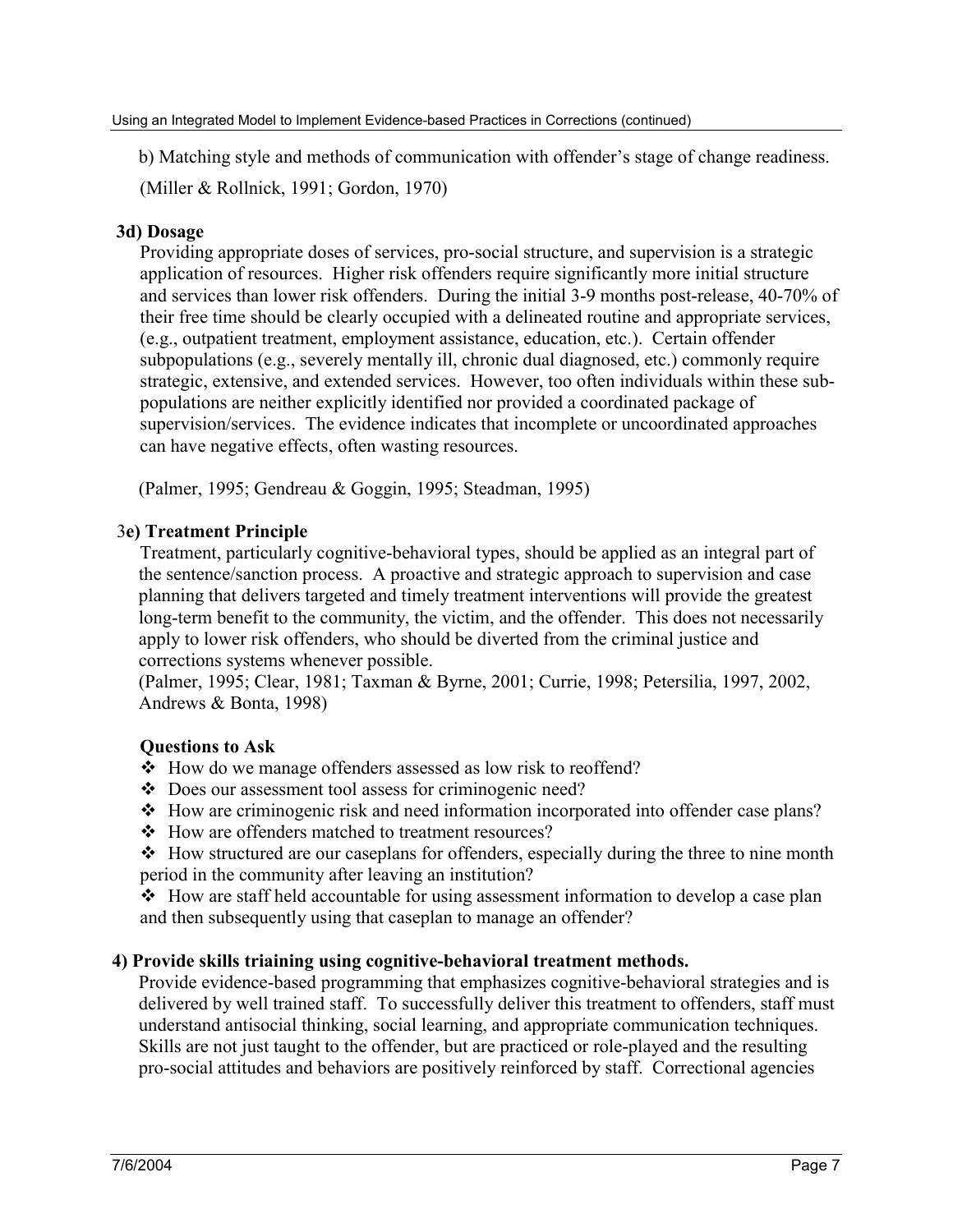b) Matching style and methods of communication with offender's stage of change readiness.

(Miller & Rollnick, 1991; Gordon, 1970)

**3d) Dosage**

Providing appropriate doses of services, pro-social structure, and supervision is a strategic application of resources. Higher risk offenders require significantly more initial structure and services than lower risk offenders. During the initial 3-9 months post-release, 40-70% of their free time should be clearly occupied with a delineated routine and appropriate services, (e.g., outpatient treatment, employment assistance, education, etc.). Certain offender subpopulations (e.g., severely mentally ill, chronic dual diagnosed, etc.) commonly require strategic, extensive, and extended services. However, too often individuals within these sub-populations are neither explicitly identified nor provided a coordinated package of supervision/services. The evidence indicates that incomplete or uncoordinated approaches can have negative effects, often wasting resources.

(Palmer, 1995; Gendreau & Goggin, 1995; Steadman, 1995)

3**e) Treatment Principle**

Treatment, particularly cognitive-behavioral types, should be applied as an integral part of the sentence/sanction process. A proactive and strategic approach to supervision and case planning that delivers targeted and timely treatment interventions will provide the greatest long-term benefit to the community, the victim, and the offender. This does not necessarily apply to lower risk offenders, who should be diverted from the criminal justice and corrections systems whenever possible.
(Palmer, 1995; Clear, 1981; Taxman & Byrne, 2001; Currie, 1998; Petersilia, 1997, 2002, Andrews & Bonta, 1998)

**Questions to Ask**

- How do we manage offenders assessed as low risk to reoffend?
- Does our assessment tool assess for criminogenic need?
- How are criminogenic risk and need information incorporated into offender case plans?
- How are offenders matched to treatment resources?
- How structured are our caseplans for offenders, especially during the three to nine month period in the community after leaving an institution?
- How are staff held accountable for using assessment information to develop a case plan and then subsequently using that caseplan to manage an offender?

**4) Provide skills triaining using cognitive-behavioral treatment methods.**

Provide evidence-based programming that emphasizes cognitive-behavioral strategies and is delivered by well trained staff. To successfully deliver this treatment to offenders, staff must understand antisocial thinking, social learning, and appropriate communication techniques. Skills are not just taught to the offender, but are practiced or role-played and the resulting pro-social attitudes and behaviors are positively reinforced by staff. Correctional agencies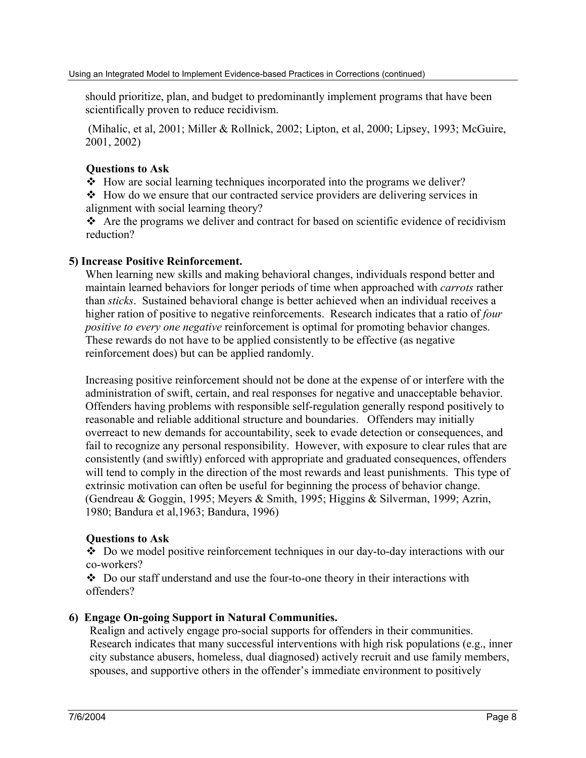should prioritize, plan, and budget to predominantly implement programs that have been scientifically proven to reduce recidivism.

(Mihalic, et al, 2001; Miller & Rollnick, 2002; Lipton, et al, 2000; Lipsey, 1993; McGuire, 2001, 2002)

**Questions to Ask**

- How are social learning techniques incorporated into the programs we deliver?
- How do we ensure that our contracted service providers are delivering services in alignment with social learning theory?
- Are the programs we deliver and contract for based on scientific evidence of recidivism reduction?

**5) Increase Positive Reinforcement.**

When learning new skills and making behavioral changes, individuals respond better and maintain learned behaviors for longer periods of time when approached with *carrots* rather than *sticks*. Sustained behavioral change is better achieved when an individual receives a higher ration of positive to negative reinforcements. Research indicates that a ratio of *four positive to every one negative* reinforcement is optimal for promoting behavior changes. These rewards do not have to be applied consistently to be effective (as negative reinforcement does) but can be applied randomly.

Increasing positive reinforcement should not be done at the expense of or interfere with the administration of swift, certain, and real responses for negative and unacceptable behavior. Offenders having problems with responsible self-regulation generally respond positively to reasonable and reliable additional structure and boundaries. Offenders may initially overreact to new demands for accountability, seek to evade detection or consequences, and fail to recognize any personal responsibility. However, with exposure to clear rules that are consistently (and swiftly) enforced with appropriate and graduated consequences, offenders will tend to comply in the direction of the most rewards and least punishments. This type of extrinsic motivation can often be useful for beginning the process of behavior change. (Gendreau & Goggin, 1995; Meyers & Smith, 1995; Higgins & Silverman, 1999; Azrin, 1980; Bandura et al,1963; Bandura, 1996)

**Questions to Ask**

- Do we model positive reinforcement techniques in our day-to-day interactions with our co-workers?
- Do our staff understand and use the four-to-one theory in their interactions with offenders?

**6) Engage On-going Support in Natural Communities.**

Realign and actively engage pro-social supports for offenders in their communities. Research indicates that many successful interventions with high risk populations (e.g., inner city substance abusers, homeless, dual diagnosed) actively recruit and use family members, spouses, and supportive others in the offender's immediate environment to positively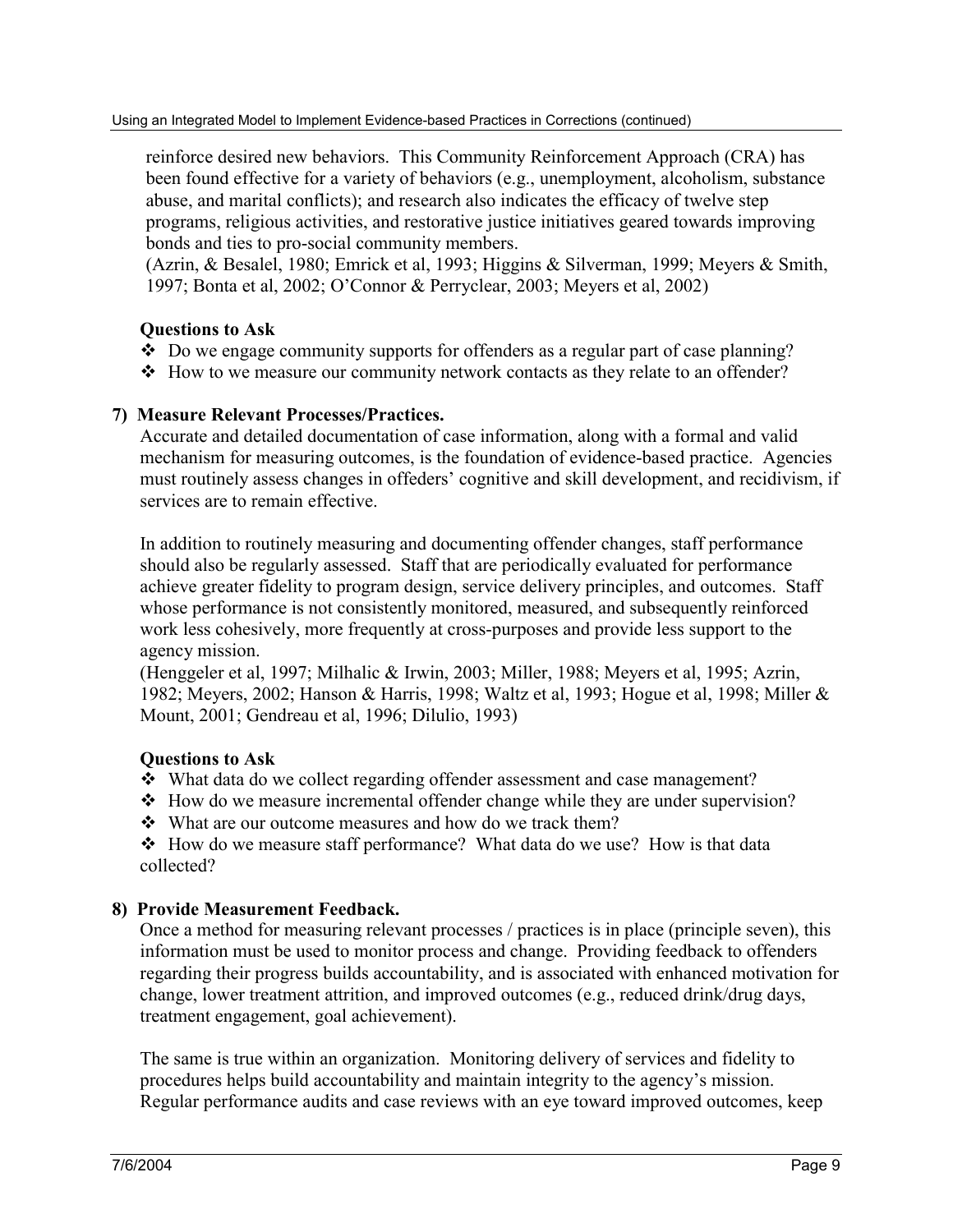reinforce desired new behaviors. This Community Reinforcement Approach (CRA) has been found effective for a variety of behaviors (e.g., unemployment, alcoholism, substance abuse, and marital conflicts); and research also indicates the efficacy of twelve step programs, religious activities, and restorative justice initiatives geared towards improving bonds and ties to pro-social community members.
(Azrin, & Besalel, 1980; Emrick et al, 1993; Higgins & Silverman, 1999; Meyers & Smith, 1997; Bonta et al, 2002; O'Connor & Perryclear, 2003; Meyers et al, 2002)

**Questions to Ask**

- ❖ Do we engage community supports for offenders as a regular part of case planning?
- ❖ How to we measure our community network contacts as they relate to an offender?

**7) Measure Relevant Processes/Practices.**

Accurate and detailed documentation of case information, along with a formal and valid mechanism for measuring outcomes, is the foundation of evidence-based practice. Agencies must routinely assess changes in offeders' cognitive and skill development, and recidivism, if services are to remain effective.

In addition to routinely measuring and documenting offender changes, staff performance should also be regularly assessed. Staff that are periodically evaluated for performance achieve greater fidelity to program design, service delivery principles, and outcomes. Staff whose performance is not consistently monitored, measured, and subsequently reinforced work less cohesively, more frequently at cross-purposes and provide less support to the agency mission.
(Henggeler et al, 1997; Milhalic & Irwin, 2003; Miller, 1988; Meyers et al, 1995; Azrin, 1982; Meyers, 2002; Hanson & Harris, 1998; Waltz et al, 1993; Hogue et al, 1998; Miller & Mount, 2001; Gendreau et al, 1996; Dilulio, 1993)

**Questions to Ask**

- ❖ What data do we collect regarding offender assessment and case management?
- ❖ How do we measure incremental offender change while they are under supervision?
- ❖ What are our outcome measures and how do we track them?
- ❖ How do we measure staff performance? What data do we use? How is that data collected?

**8) Provide Measurement Feedback.**

Once a method for measuring relevant processes / practices is in place (principle seven), this information must be used to monitor process and change. Providing feedback to offenders regarding their progress builds accountability, and is associated with enhanced motivation for change, lower treatment attrition, and improved outcomes (e.g., reduced drink/drug days, treatment engagement, goal achievement).

The same is true within an organization. Monitoring delivery of services and fidelity to procedures helps build accountability and maintain integrity to the agency's mission. Regular performance audits and case reviews with an eye toward improved outcomes, keep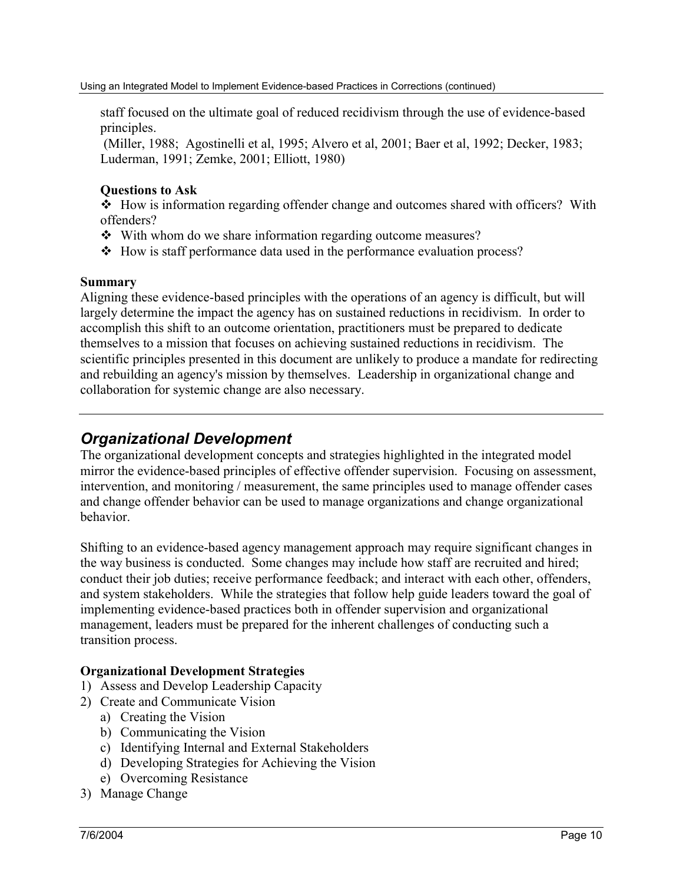staff focused on the ultimate goal of reduced recidivism through the use of evidence-based principles.
(Miller, 1988; Agostinelli et al, 1995; Alvero et al, 2001; Baer et al, 1992; Decker, 1983; Luderman, 1991; Zemke, 2001; Elliott, 1980)

**Questions to Ask**

- How is information regarding offender change and outcomes shared with officers? With offenders?
- With whom do we share information regarding outcome measures?
- How is staff performance data used in the performance evaluation process?

**Summary**

Aligning these evidence-based principles with the operations of an agency is difficult, but will largely determine the impact the agency has on sustained reductions in recidivism. In order to accomplish this shift to an outcome orientation, practitioners must be prepared to dedicate themselves to a mission that focuses on achieving sustained reductions in recidivism. The scientific principles presented in this document are unlikely to produce a mandate for redirecting and rebuilding an agency's mission by themselves. Leadership in organizational change and collaboration for systemic change are also necessary.

---

## *Organizational Development*

The organizational development concepts and strategies highlighted in the integrated model mirror the evidence-based principles of effective offender supervision. Focusing on assessment, intervention, and monitoring / measurement, the same principles used to manage offender cases and change offender behavior can be used to manage organizations and change organizational behavior.

Shifting to an evidence-based agency management approach may require significant changes in the way business is conducted. Some changes may include how staff are recruited and hired; conduct their job duties; receive performance feedback; and interact with each other, offenders, and system stakeholders. While the strategies that follow help guide leaders toward the goal of implementing evidence-based practices both in offender supervision and organizational management, leaders must be prepared for the inherent challenges of conducting such a transition process.

**Organizational Development Strategies**

1) Assess and Develop Leadership Capacity
2) Create and Communicate Vision
   a) Creating the Vision
   b) Communicating the Vision
   c) Identifying Internal and External Stakeholders
   d) Developing Strategies for Achieving the Vision
   e) Overcoming Resistance
3) Manage Change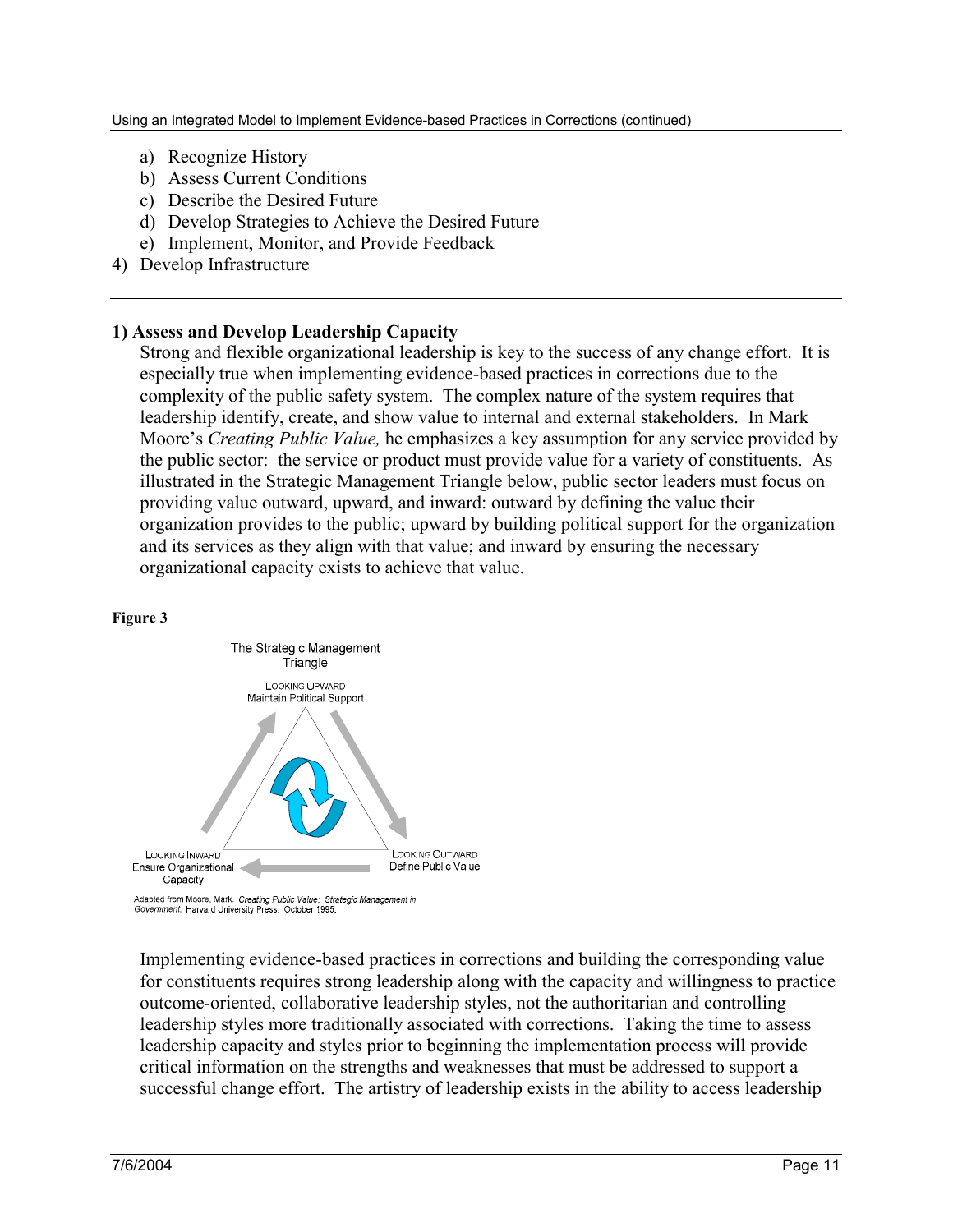a) Recognize History
   b) Assess Current Conditions
   c) Describe the Desired Future
   d) Develop Strategies to Achieve the Desired Future
   e) Implement, Monitor, and Provide Feedback
4) Develop Infrastructure

---

### 1) Assess and Develop Leadership Capacity

Strong and flexible organizational leadership is key to the success of any change effort. It is especially true when implementing evidence-based practices in corrections due to the complexity of the public safety system. The complex nature of the system requires that leadership identify, create, and show value to internal and external stakeholders. In Mark Moore's *Creating Public Value,* he emphasizes a key assumption for any service provided by the public sector: the service or product must provide value for a variety of constituents. As illustrated in the Strategic Management Triangle below, public sector leaders must focus on providing value outward, upward, and inward: outward by defining the value their organization provides to the public; upward by building political support for the organization and its services as they align with that value; and inward by ensuring the necessary organizational capacity exists to achieve that value.

**Figure 3**

The Strategic Management Triangle

LOOKING UPWARD
Maintain Political Support

LOOKING OUTWARD
Define Public Value

LOOKING INWARD
Ensure Organizational Capacity

Adapted from Moore, Mark. *Creating Public Value: Strategic Management in Government.* Harvard University Press. October 1995.

Implementing evidence-based practices in corrections and building the corresponding value for constituents requires strong leadership along with the capacity and willingness to practice outcome-oriented, collaborative leadership styles, not the authoritarian and controlling leadership styles more traditionally associated with corrections. Taking the time to assess leadership capacity and styles prior to beginning the implementation process will provide critical information on the strengths and weaknesses that must be addressed to support a successful change effort. The artistry of leadership exists in the ability to access leadership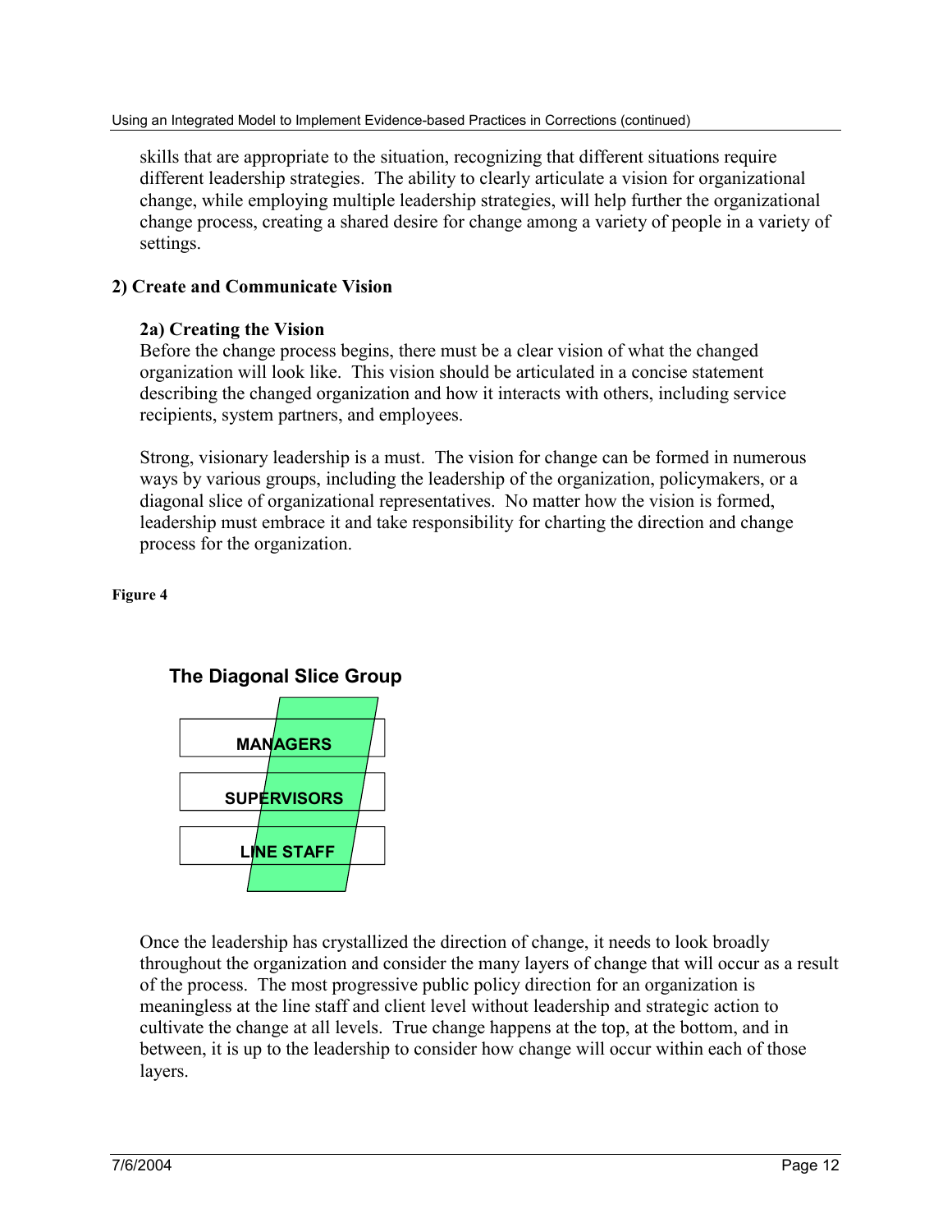skills that are appropriate to the situation, recognizing that different situations require different leadership strategies. The ability to clearly articulate a vision for organizational change, while employing multiple leadership strategies, will help further the organizational change process, creating a shared desire for change among a variety of people in a variety of settings.

## 2) Create and Communicate Vision

### 2a) Creating the Vision

Before the change process begins, there must be a clear vision of what the changed organization will look like. This vision should be articulated in a concise statement describing the changed organization and how it interacts with others, including service recipients, system partners, and employees.

Strong, visionary leadership is a must. The vision for change can be formed in numerous ways by various groups, including the leadership of the organization, policymakers, or a diagonal slice of organizational representatives. No matter how the vision is formed, leadership must embrace it and take responsibility for charting the direction and change process for the organization.

**Figure 4**

**The Diagonal Slice Group**

MANAGERS

SUPERVISORS

LINE STAFF

Once the leadership has crystallized the direction of change, it needs to look broadly throughout the organization and consider the many layers of change that will occur as a result of the process. The most progressive public policy direction for an organization is meaningless at the line staff and client level without leadership and strategic action to cultivate the change at all levels. True change happens at the top, at the bottom, and in between, it is up to the leadership to consider how change will occur within each of those layers.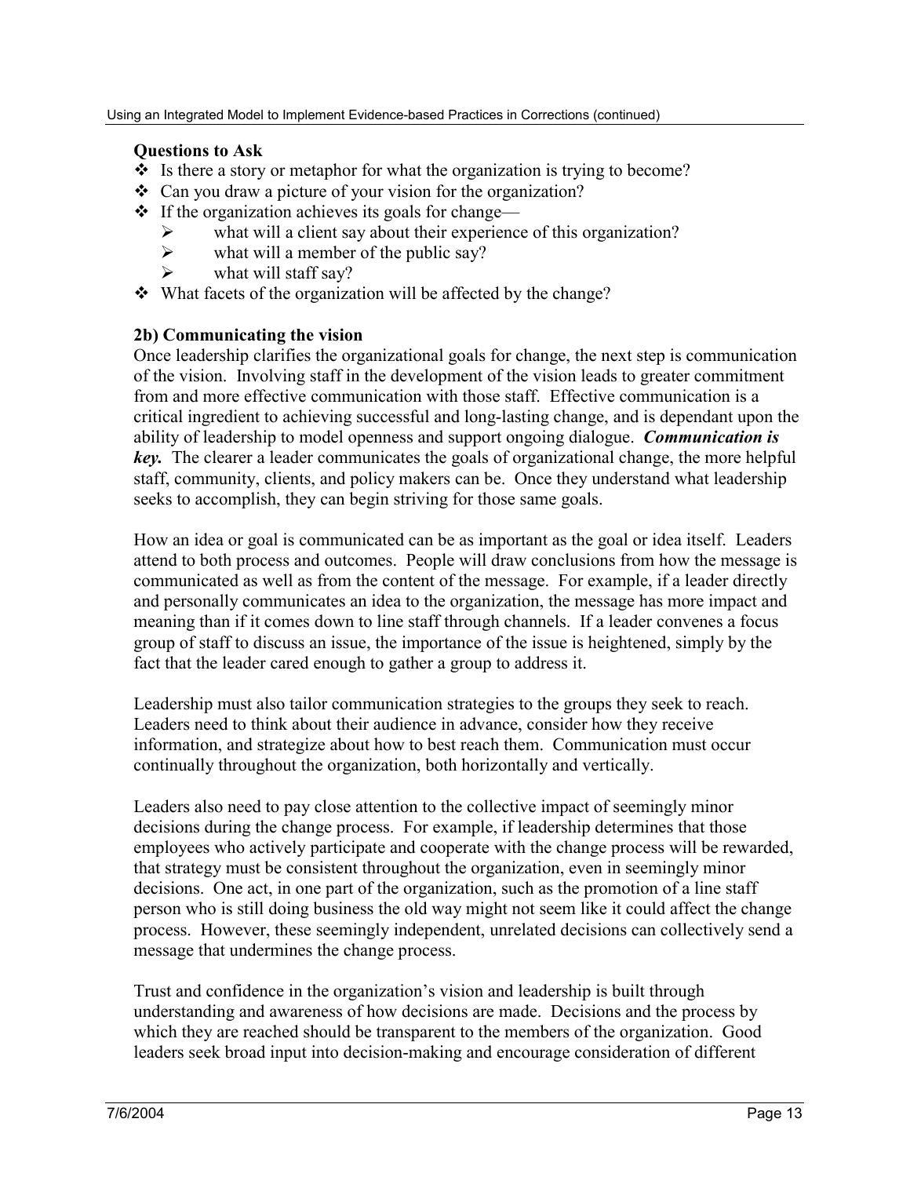**Questions to Ask**

- Is there a story or metaphor for what the organization is trying to become?
- Can you draw a picture of your vision for the organization?
- If the organization achieves its goals for change—
  - what will a client say about their experience of this organization?
  - what will a member of the public say?
  - what will staff say?
- What facets of the organization will be affected by the change?

**2b) Communicating the vision**

Once leadership clarifies the organizational goals for change, the next step is communication of the vision. Involving staff in the development of the vision leads to greater commitment from and more effective communication with those staff. Effective communication is a critical ingredient to achieving successful and long-lasting change, and is dependant upon the ability of leadership to model openness and support ongoing dialogue. ***Communication is key.*** The clearer a leader communicates the goals of organizational change, the more helpful staff, community, clients, and policy makers can be. Once they understand what leadership seeks to accomplish, they can begin striving for those same goals.

How an idea or goal is communicated can be as important as the goal or idea itself. Leaders attend to both process and outcomes. People will draw conclusions from how the message is communicated as well as from the content of the message. For example, if a leader directly and personally communicates an idea to the organization, the message has more impact and meaning than if it comes down to line staff through channels. If a leader convenes a focus group of staff to discuss an issue, the importance of the issue is heightened, simply by the fact that the leader cared enough to gather a group to address it.

Leadership must also tailor communication strategies to the groups they seek to reach. Leaders need to think about their audience in advance, consider how they receive information, and strategize about how to best reach them. Communication must occur continually throughout the organization, both horizontally and vertically.

Leaders also need to pay close attention to the collective impact of seemingly minor decisions during the change process. For example, if leadership determines that those employees who actively participate and cooperate with the change process will be rewarded, that strategy must be consistent throughout the organization, even in seemingly minor decisions. One act, in one part of the organization, such as the promotion of a line staff person who is still doing business the old way might not seem like it could affect the change process. However, these seemingly independent, unrelated decisions can collectively send a message that undermines the change process.

Trust and confidence in the organization's vision and leadership is built through understanding and awareness of how decisions are made. Decisions and the process by which they are reached should be transparent to the members of the organization. Good leaders seek broad input into decision-making and encourage consideration of different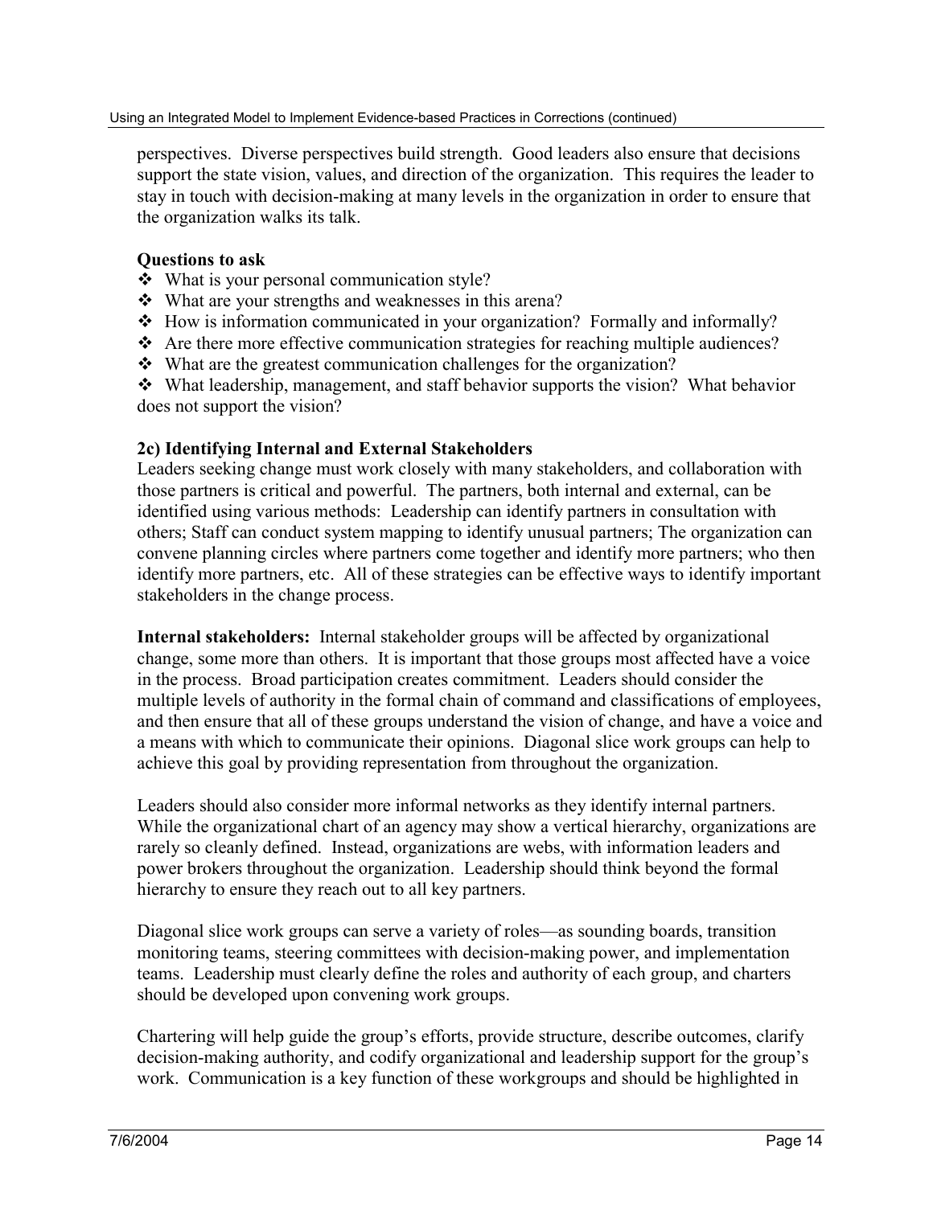perspectives. Diverse perspectives build strength. Good leaders also ensure that decisions support the state vision, values, and direction of the organization. This requires the leader to stay in touch with decision-making at many levels in the organization in order to ensure that the organization walks its talk.

**Questions to ask**

- What is your personal communication style?
- What are your strengths and weaknesses in this arena?
- How is information communicated in your organization? Formally and informally?
- Are there more effective communication strategies for reaching multiple audiences?
- What are the greatest communication challenges for the organization?
- What leadership, management, and staff behavior supports the vision? What behavior does not support the vision?

**2c) Identifying Internal and External Stakeholders**

Leaders seeking change must work closely with many stakeholders, and collaboration with those partners is critical and powerful. The partners, both internal and external, can be identified using various methods: Leadership can identify partners in consultation with others; Staff can conduct system mapping to identify unusual partners; The organization can convene planning circles where partners come together and identify more partners; who then identify more partners, etc. All of these strategies can be effective ways to identify important stakeholders in the change process.

**Internal stakeholders:** Internal stakeholder groups will be affected by organizational change, some more than others. It is important that those groups most affected have a voice in the process. Broad participation creates commitment. Leaders should consider the multiple levels of authority in the formal chain of command and classifications of employees, and then ensure that all of these groups understand the vision of change, and have a voice and a means with which to communicate their opinions. Diagonal slice work groups can help to achieve this goal by providing representation from throughout the organization.

Leaders should also consider more informal networks as they identify internal partners. While the organizational chart of an agency may show a vertical hierarchy, organizations are rarely so cleanly defined. Instead, organizations are webs, with information leaders and power brokers throughout the organization. Leadership should think beyond the formal hierarchy to ensure they reach out to all key partners.

Diagonal slice work groups can serve a variety of roles—as sounding boards, transition monitoring teams, steering committees with decision-making power, and implementation teams. Leadership must clearly define the roles and authority of each group, and charters should be developed upon convening work groups.

Chartering will help guide the group's efforts, provide structure, describe outcomes, clarify decision-making authority, and codify organizational and leadership support for the group's work. Communication is a key function of these workgroups and should be highlighted in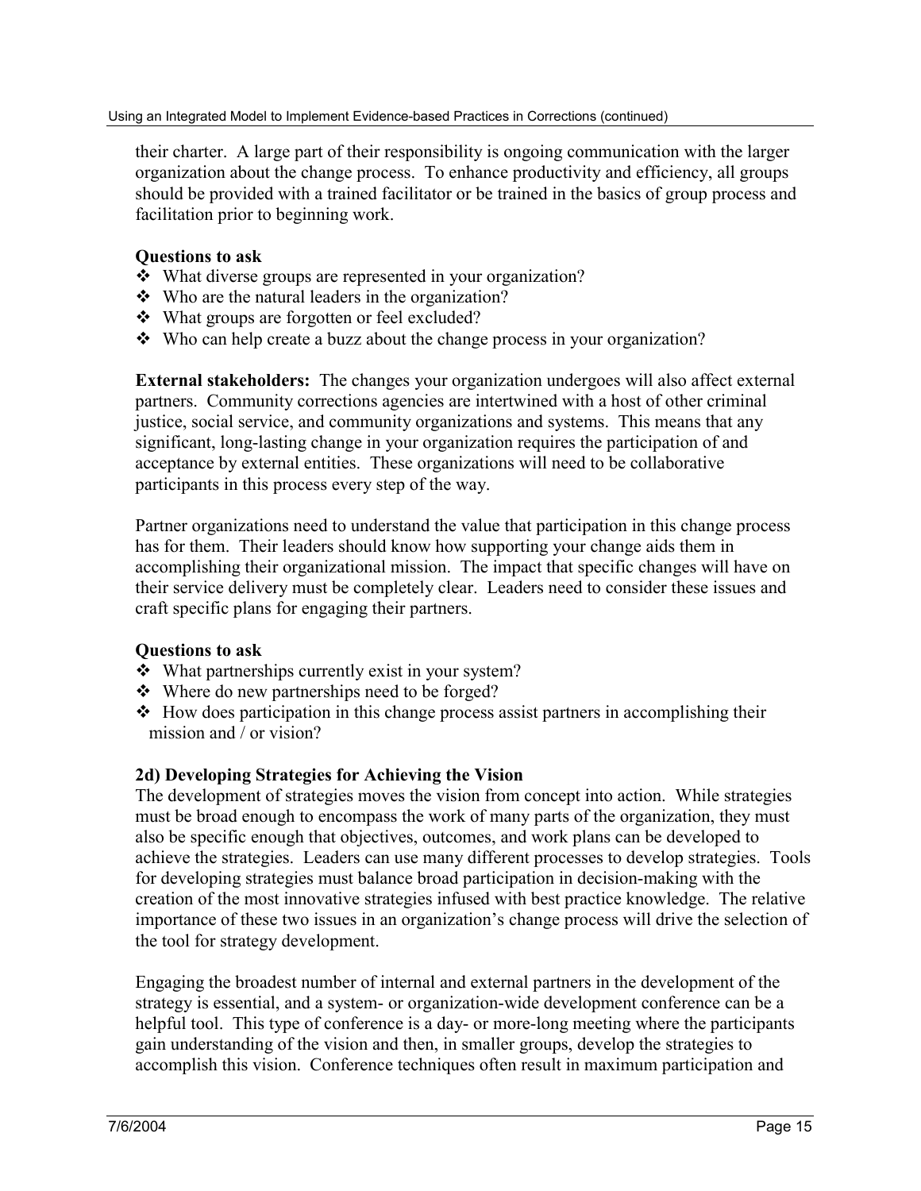their charter. A large part of their responsibility is ongoing communication with the larger organization about the change process. To enhance productivity and efficiency, all groups should be provided with a trained facilitator or be trained in the basics of group process and facilitation prior to beginning work.

**Questions to ask**

- What diverse groups are represented in your organization?
- Who are the natural leaders in the organization?
- What groups are forgotten or feel excluded?
- Who can help create a buzz about the change process in your organization?

**External stakeholders:** The changes your organization undergoes will also affect external partners. Community corrections agencies are intertwined with a host of other criminal justice, social service, and community organizations and systems. This means that any significant, long-lasting change in your organization requires the participation of and acceptance by external entities. These organizations will need to be collaborative participants in this process every step of the way.

Partner organizations need to understand the value that participation in this change process has for them. Their leaders should know how supporting your change aids them in accomplishing their organizational mission. The impact that specific changes will have on their service delivery must be completely clear. Leaders need to consider these issues and craft specific plans for engaging their partners.

**Questions to ask**

- What partnerships currently exist in your system?
- Where do new partnerships need to be forged?
- How does participation in this change process assist partners in accomplishing their mission and / or vision?

**2d) Developing Strategies for Achieving the Vision**

The development of strategies moves the vision from concept into action. While strategies must be broad enough to encompass the work of many parts of the organization, they must also be specific enough that objectives, outcomes, and work plans can be developed to achieve the strategies. Leaders can use many different processes to develop strategies. Tools for developing strategies must balance broad participation in decision-making with the creation of the most innovative strategies infused with best practice knowledge. The relative importance of these two issues in an organization's change process will drive the selection of the tool for strategy development.

Engaging the broadest number of internal and external partners in the development of the strategy is essential, and a system- or organization-wide development conference can be a helpful tool. This type of conference is a day- or more-long meeting where the participants gain understanding of the vision and then, in smaller groups, develop the strategies to accomplish this vision. Conference techniques often result in maximum participation and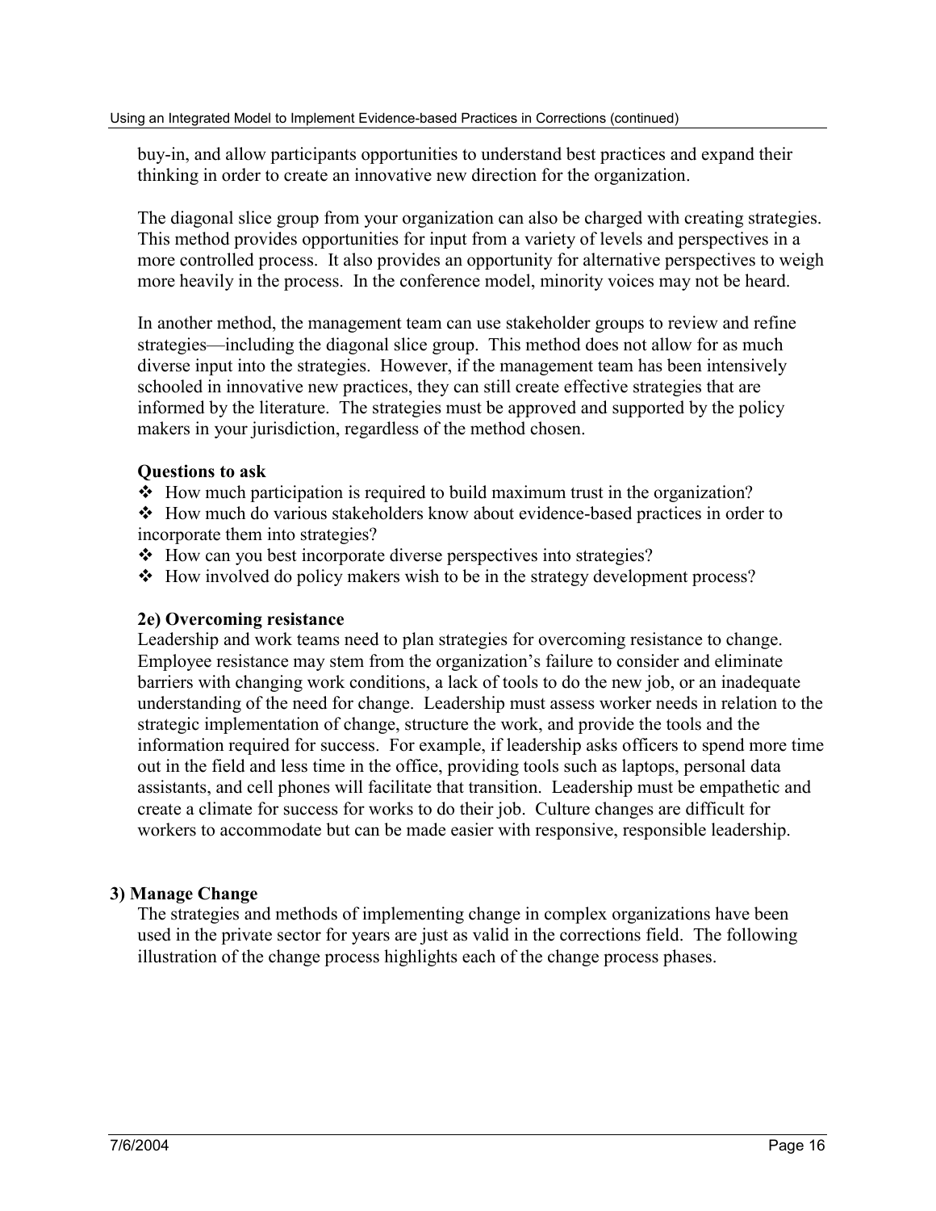buy-in, and allow participants opportunities to understand best practices and expand their thinking in order to create an innovative new direction for the organization.

The diagonal slice group from your organization can also be charged with creating strategies. This method provides opportunities for input from a variety of levels and perspectives in a more controlled process. It also provides an opportunity for alternative perspectives to weigh more heavily in the process. In the conference model, minority voices may not be heard.

In another method, the management team can use stakeholder groups to review and refine strategies—including the diagonal slice group. This method does not allow for as much diverse input into the strategies. However, if the management team has been intensively schooled in innovative new practices, they can still create effective strategies that are informed by the literature. The strategies must be approved and supported by the policy makers in your jurisdiction, regardless of the method chosen.

**Questions to ask**

- ❖ How much participation is required to build maximum trust in the organization?
- ❖ How much do various stakeholders know about evidence-based practices in order to incorporate them into strategies?
- ❖ How can you best incorporate diverse perspectives into strategies?
- ❖ How involved do policy makers wish to be in the strategy development process?

**2e) Overcoming resistance**

Leadership and work teams need to plan strategies for overcoming resistance to change. Employee resistance may stem from the organization's failure to consider and eliminate barriers with changing work conditions, a lack of tools to do the new job, or an inadequate understanding of the need for change. Leadership must assess worker needs in relation to the strategic implementation of change, structure the work, and provide the tools and the information required for success. For example, if leadership asks officers to spend more time out in the field and less time in the office, providing tools such as laptops, personal data assistants, and cell phones will facilitate that transition. Leadership must be empathetic and create a climate for success for works to do their job. Culture changes are difficult for workers to accommodate but can be made easier with responsive, responsible leadership.

## 3) Manage Change

The strategies and methods of implementing change in complex organizations have been used in the private sector for years are just as valid in the corrections field. The following illustration of the change process highlights each of the change process phases.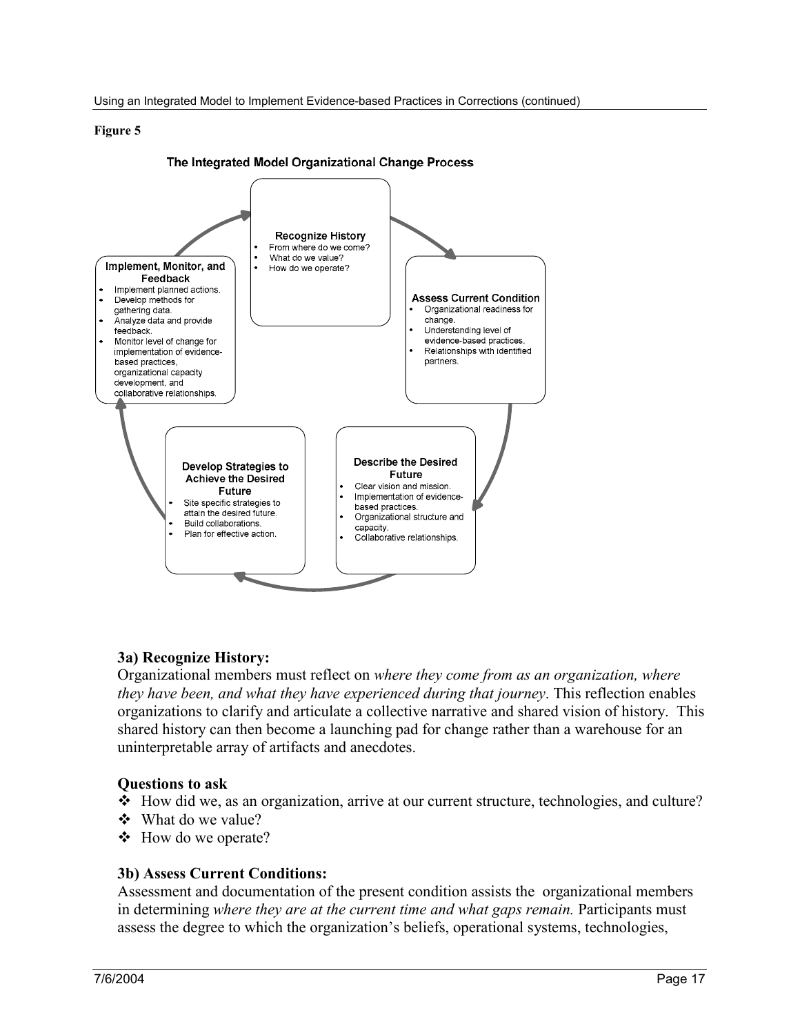**Figure 5**

**The Integrated Model Organizational Change Process**

**Recognize History**
- From where do we come?
- What do we value?
- How do we operate?

**Assess Current Condition**
- Organizational readiness for change.
- Understanding level of evidence-based practices.
- Relationships with identified partners.

**Describe the Desired Future**
- Clear vision and mission.
- Implementation of evidence-based practices.
- Organizational structure and capacity.
- Collaborative relationships.

**Develop Strategies to Achieve the Desired Future**
- Site specific strategies to attain the desired future.
- Build collaborations.
- Plan for effective action.

**Implement, Monitor, and Feedback**
- Implement planned actions.
- Develop methods for gathering data.
- Analyze data and provide feedback.
- Monitor level of change for implementation of evidence-based practices, organizational capacity development, and collaborative relationships.

### 3a) Recognize History:

Organizational members must reflect on *where they come from as an organization, where they have been, and what they have experienced during that journey*. This reflection enables organizations to clarify and articulate a collective narrative and shared vision of history. This shared history can then become a launching pad for change rather than a warehouse for an uninterpretable array of artifacts and anecdotes.

### Questions to ask

- How did we, as an organization, arrive at our current structure, technologies, and culture?
- What do we value?
- How do we operate?

### 3b) Assess Current Conditions:

Assessment and documentation of the present condition assists the organizational members in determining *where they are at the current time and what gaps remain.* Participants must assess the degree to which the organization's beliefs, operational systems, technologies,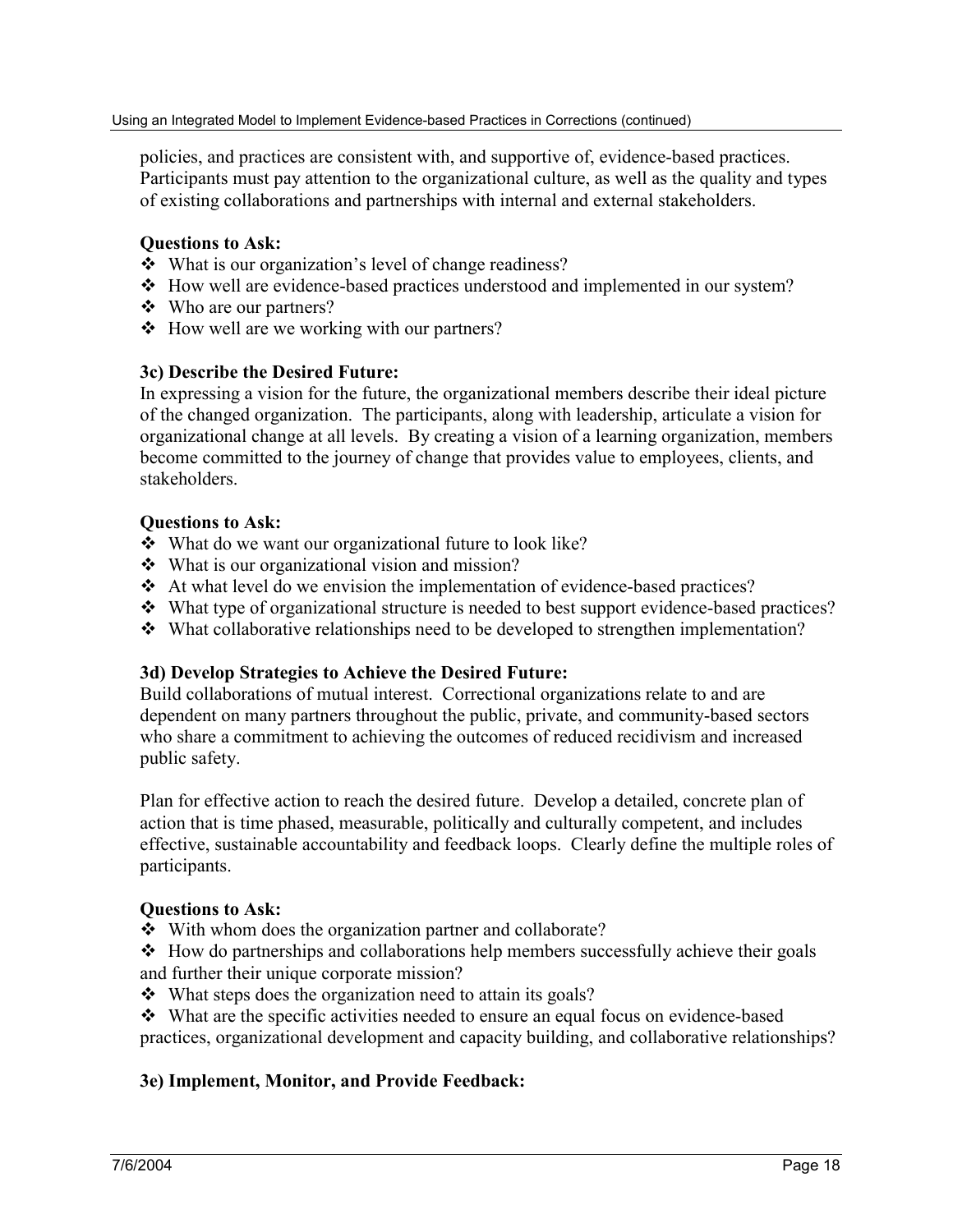policies, and practices are consistent with, and supportive of, evidence-based practices. Participants must pay attention to the organizational culture, as well as the quality and types of existing collaborations and partnerships with internal and external stakeholders.

**Questions to Ask:**

- What is our organization's level of change readiness?
- How well are evidence-based practices understood and implemented in our system?
- Who are our partners?
- How well are we working with our partners?

**3c) Describe the Desired Future:**

In expressing a vision for the future, the organizational members describe their ideal picture of the changed organization. The participants, along with leadership, articulate a vision for organizational change at all levels. By creating a vision of a learning organization, members become committed to the journey of change that provides value to employees, clients, and stakeholders.

**Questions to Ask:**

- What do we want our organizational future to look like?
- What is our organizational vision and mission?
- At what level do we envision the implementation of evidence-based practices?
- What type of organizational structure is needed to best support evidence-based practices?
- What collaborative relationships need to be developed to strengthen implementation?

**3d) Develop Strategies to Achieve the Desired Future:**

Build collaborations of mutual interest. Correctional organizations relate to and are dependent on many partners throughout the public, private, and community-based sectors who share a commitment to achieving the outcomes of reduced recidivism and increased public safety.

Plan for effective action to reach the desired future. Develop a detailed, concrete plan of action that is time phased, measurable, politically and culturally competent, and includes effective, sustainable accountability and feedback loops. Clearly define the multiple roles of participants.

**Questions to Ask:**

- With whom does the organization partner and collaborate?
- How do partnerships and collaborations help members successfully achieve their goals and further their unique corporate mission?
- What steps does the organization need to attain its goals?
- What are the specific activities needed to ensure an equal focus on evidence-based practices, organizational development and capacity building, and collaborative relationships?

**3e) Implement, Monitor, and Provide Feedback:**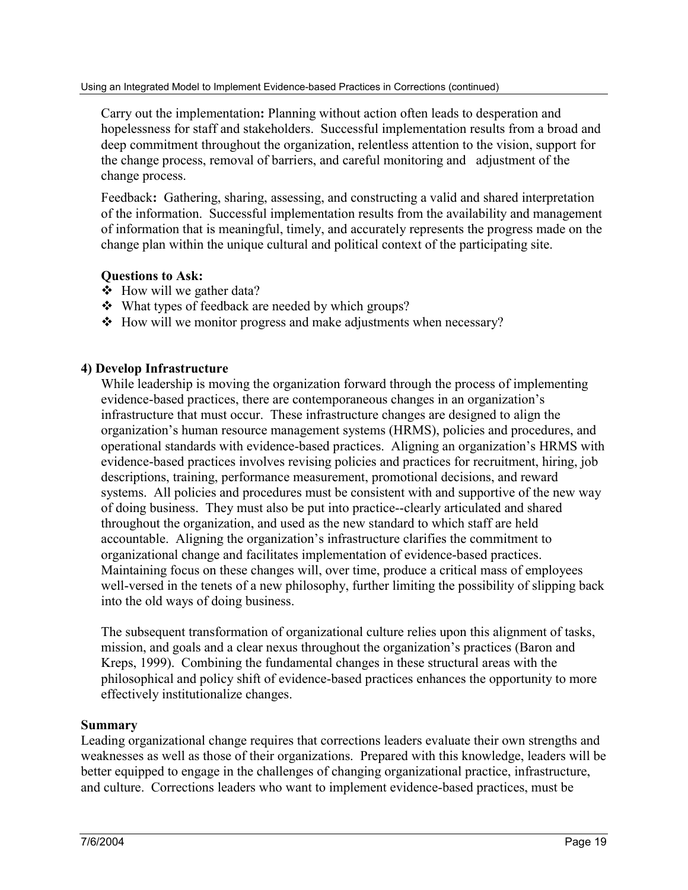Carry out the implementation**:** Planning without action often leads to desperation and hopelessness for staff and stakeholders. Successful implementation results from a broad and deep commitment throughout the organization, relentless attention to the vision, support for the change process, removal of barriers, and careful monitoring and adjustment of the change process.

Feedback**:** Gathering, sharing, assessing, and constructing a valid and shared interpretation of the information. Successful implementation results from the availability and management of information that is meaningful, timely, and accurately represents the progress made on the change plan within the unique cultural and political context of the participating site.

**Questions to Ask:**

- ❖ How will we gather data?
- ❖ What types of feedback are needed by which groups?
- ❖ How will we monitor progress and make adjustments when necessary?

**4) Develop Infrastructure**

While leadership is moving the organization forward through the process of implementing evidence-based practices, there are contemporaneous changes in an organization's infrastructure that must occur. These infrastructure changes are designed to align the organization's human resource management systems (HRMS), policies and procedures, and operational standards with evidence-based practices. Aligning an organization's HRMS with evidence-based practices involves revising policies and practices for recruitment, hiring, job descriptions, training, performance measurement, promotional decisions, and reward systems. All policies and procedures must be consistent with and supportive of the new way of doing business. They must also be put into practice--clearly articulated and shared throughout the organization, and used as the new standard to which staff are held accountable. Aligning the organization's infrastructure clarifies the commitment to organizational change and facilitates implementation of evidence-based practices. Maintaining focus on these changes will, over time, produce a critical mass of employees well-versed in the tenets of a new philosophy, further limiting the possibility of slipping back into the old ways of doing business.

The subsequent transformation of organizational culture relies upon this alignment of tasks, mission, and goals and a clear nexus throughout the organization's practices (Baron and Kreps, 1999). Combining the fundamental changes in these structural areas with the philosophical and policy shift of evidence-based practices enhances the opportunity to more effectively institutionalize changes.

**Summary**

Leading organizational change requires that corrections leaders evaluate their own strengths and weaknesses as well as those of their organizations. Prepared with this knowledge, leaders will be better equipped to engage in the challenges of changing organizational practice, infrastructure, and culture. Corrections leaders who want to implement evidence-based practices, must be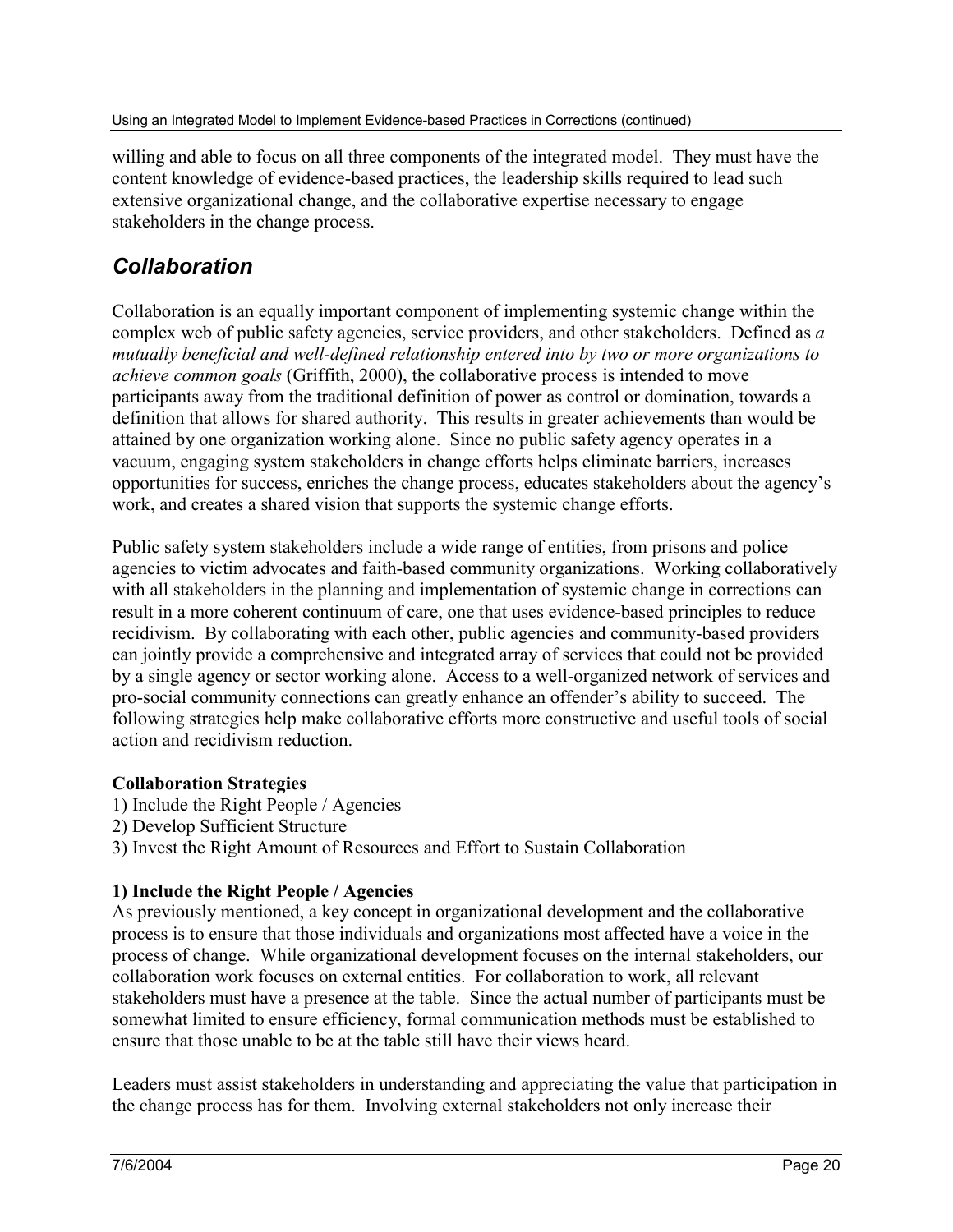willing and able to focus on all three components of the integrated model. They must have the content knowledge of evidence-based practices, the leadership skills required to lead such extensive organizational change, and the collaborative expertise necessary to engage stakeholders in the change process.

## *Collaboration*

Collaboration is an equally important component of implementing systemic change within the complex web of public safety agencies, service providers, and other stakeholders. Defined as *a mutually beneficial and well-defined relationship entered into by two or more organizations to achieve common goals* (Griffith, 2000), the collaborative process is intended to move participants away from the traditional definition of power as control or domination, towards a definition that allows for shared authority. This results in greater achievements than would be attained by one organization working alone. Since no public safety agency operates in a vacuum, engaging system stakeholders in change efforts helps eliminate barriers, increases opportunities for success, enriches the change process, educates stakeholders about the agency's work, and creates a shared vision that supports the systemic change efforts.

Public safety system stakeholders include a wide range of entities, from prisons and police agencies to victim advocates and faith-based community organizations. Working collaboratively with all stakeholders in the planning and implementation of systemic change in corrections can result in a more coherent continuum of care, one that uses evidence-based principles to reduce recidivism. By collaborating with each other, public agencies and community-based providers can jointly provide a comprehensive and integrated array of services that could not be provided by a single agency or sector working alone. Access to a well-organized network of services and pro-social community connections can greatly enhance an offender's ability to succeed. The following strategies help make collaborative efforts more constructive and useful tools of social action and recidivism reduction.

**Collaboration Strategies**

1) Include the Right People / Agencies
2) Develop Sufficient Structure
3) Invest the Right Amount of Resources and Effort to Sustain Collaboration

**1) Include the Right People / Agencies**

As previously mentioned, a key concept in organizational development and the collaborative process is to ensure that those individuals and organizations most affected have a voice in the process of change. While organizational development focuses on the internal stakeholders, our collaboration work focuses on external entities. For collaboration to work, all relevant stakeholders must have a presence at the table. Since the actual number of participants must be somewhat limited to ensure efficiency, formal communication methods must be established to ensure that those unable to be at the table still have their views heard.

Leaders must assist stakeholders in understanding and appreciating the value that participation in the change process has for them. Involving external stakeholders not only increase their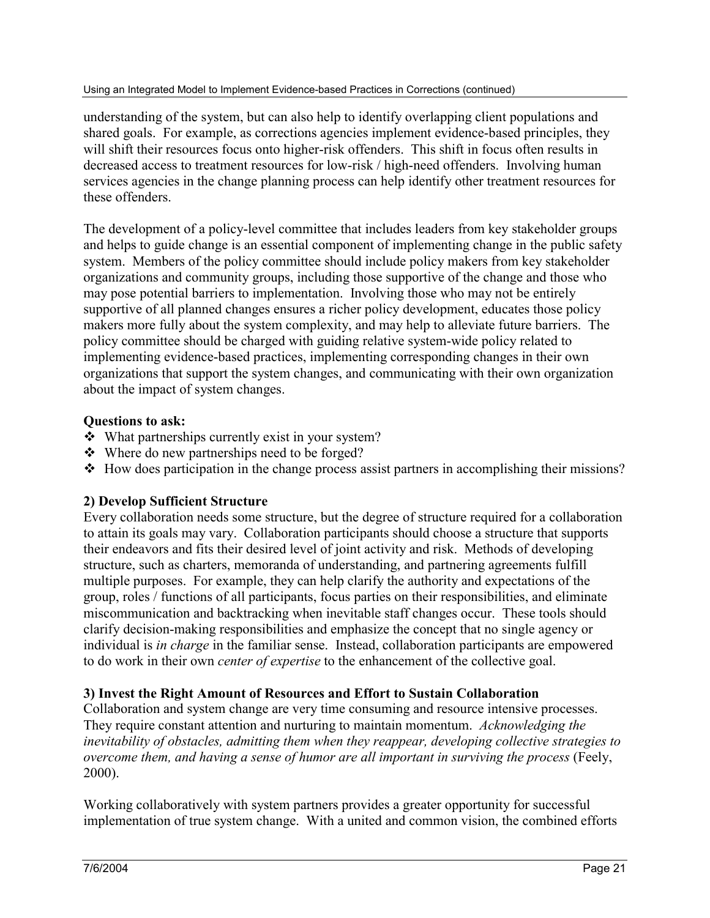understanding of the system, but can also help to identify overlapping client populations and shared goals. For example, as corrections agencies implement evidence-based principles, they will shift their resources focus onto higher-risk offenders. This shift in focus often results in decreased access to treatment resources for low-risk / high-need offenders. Involving human services agencies in the change planning process can help identify other treatment resources for these offenders.

The development of a policy-level committee that includes leaders from key stakeholder groups and helps to guide change is an essential component of implementing change in the public safety system. Members of the policy committee should include policy makers from key stakeholder organizations and community groups, including those supportive of the change and those who may pose potential barriers to implementation. Involving those who may not be entirely supportive of all planned changes ensures a richer policy development, educates those policy makers more fully about the system complexity, and may help to alleviate future barriers. The policy committee should be charged with guiding relative system-wide policy related to implementing evidence-based practices, implementing corresponding changes in their own organizations that support the system changes, and communicating with their own organization about the impact of system changes.

**Questions to ask:**

- What partnerships currently exist in your system?
- Where do new partnerships need to be forged?
- How does participation in the change process assist partners in accomplishing their missions?

**2) Develop Sufficient Structure**

Every collaboration needs some structure, but the degree of structure required for a collaboration to attain its goals may vary. Collaboration participants should choose a structure that supports their endeavors and fits their desired level of joint activity and risk. Methods of developing structure, such as charters, memoranda of understanding, and partnering agreements fulfill multiple purposes. For example, they can help clarify the authority and expectations of the group, roles / functions of all participants, focus parties on their responsibilities, and eliminate miscommunication and backtracking when inevitable staff changes occur. These tools should clarify decision-making responsibilities and emphasize the concept that no single agency or individual is *in charge* in the familiar sense. Instead, collaboration participants are empowered to do work in their own *center of expertise* to the enhancement of the collective goal.

**3) Invest the Right Amount of Resources and Effort to Sustain Collaboration**

Collaboration and system change are very time consuming and resource intensive processes. They require constant attention and nurturing to maintain momentum. *Acknowledging the inevitability of obstacles, admitting them when they reappear, developing collective strategies to overcome them, and having a sense of humor are all important in surviving the process* (Feely, 2000).

Working collaboratively with system partners provides a greater opportunity for successful implementation of true system change. With a united and common vision, the combined efforts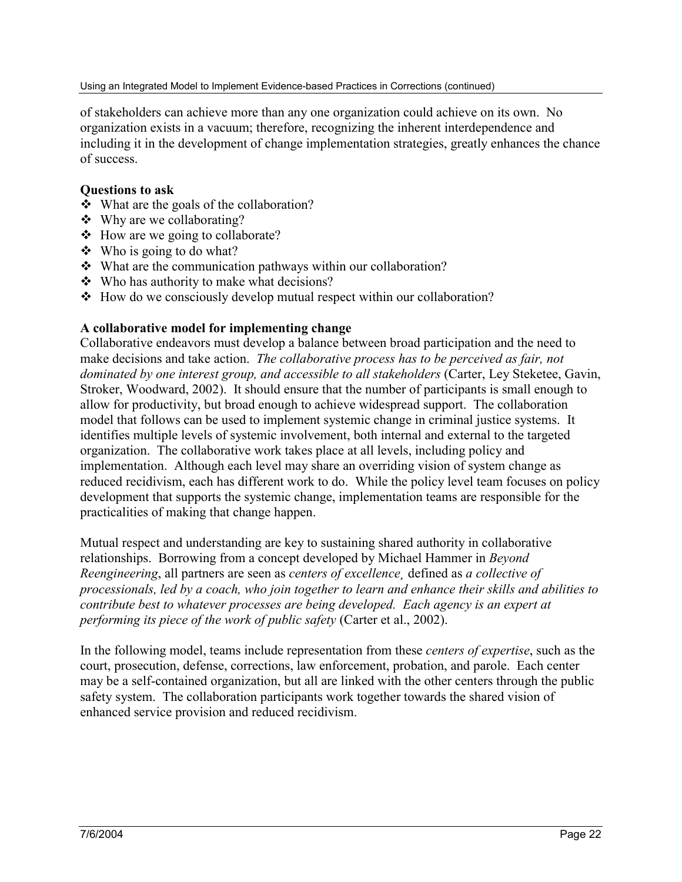of stakeholders can achieve more than any one organization could achieve on its own. No organization exists in a vacuum; therefore, recognizing the inherent interdependence and including it in the development of change implementation strategies, greatly enhances the chance of success.

**Questions to ask**

- What are the goals of the collaboration?
- Why are we collaborating?
- How are we going to collaborate?
- Who is going to do what?
- What are the communication pathways within our collaboration?
- Who has authority to make what decisions?
- How do we consciously develop mutual respect within our collaboration?

**A collaborative model for implementing change**

Collaborative endeavors must develop a balance between broad participation and the need to make decisions and take action. *The collaborative process has to be perceived as fair, not dominated by one interest group, and accessible to all stakeholders* (Carter, Ley Steketee, Gavin, Stroker, Woodward, 2002). It should ensure that the number of participants is small enough to allow for productivity, but broad enough to achieve widespread support. The collaboration model that follows can be used to implement systemic change in criminal justice systems. It identifies multiple levels of systemic involvement, both internal and external to the targeted organization. The collaborative work takes place at all levels, including policy and implementation. Although each level may share an overriding vision of system change as reduced recidivism, each has different work to do. While the policy level team focuses on policy development that supports the systemic change, implementation teams are responsible for the practicalities of making that change happen.

Mutual respect and understanding are key to sustaining shared authority in collaborative relationships. Borrowing from a concept developed by Michael Hammer in *Beyond Reengineering*, all partners are seen as *centers of excellence¸* defined as *a collective of processionals, led by a coach, who join together to learn and enhance their skills and abilities to contribute best to whatever processes are being developed. Each agency is an expert at performing its piece of the work of public safety* (Carter et al., 2002).

In the following model, teams include representation from these *centers of expertise*, such as the court, prosecution, defense, corrections, law enforcement, probation, and parole. Each center may be a self-contained organization, but all are linked with the other centers through the public safety system. The collaboration participants work together towards the shared vision of enhanced service provision and reduced recidivism.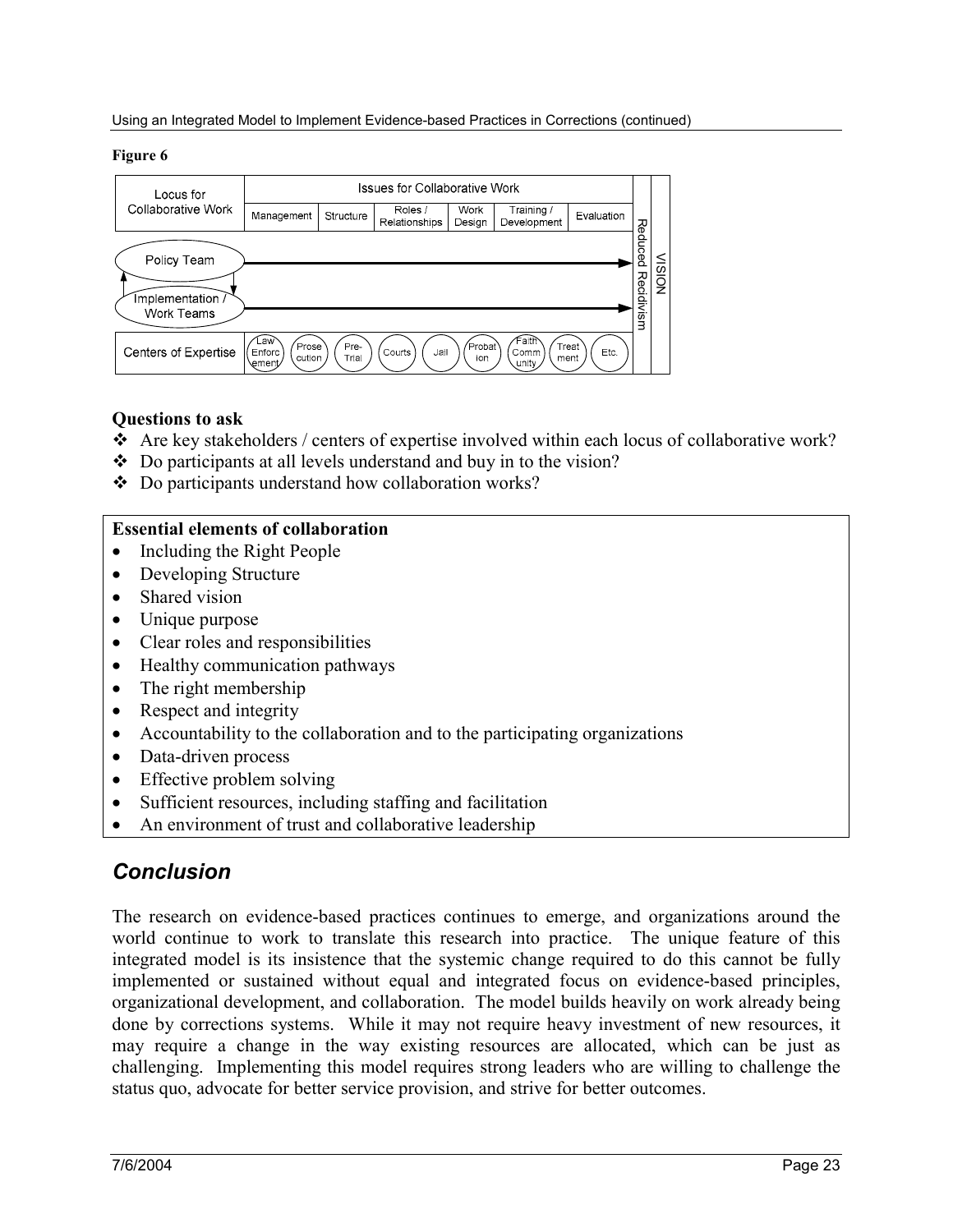**Figure 6**

| Locus for Collaborative Work | Issues for Collaborative Work | | | | | | | |
|---|---|---|---|---|---|---|---|---|
| | Management | Structure | Roles / Relationships | Work Design | Training / Development | Evaluation | Reduced Recidivism | VISION |
| Policy Team | → | → | → | → | → | → | | |
| Implementation / Work Teams | → | → | → | → | → | → | | |
| Centers of Expertise | Law Enforcement, Prosecution, Pre-Trial, Courts, Jail, Probation, Faith Community, Treatment, Etc. | | | | | | | |

### Questions to ask

- Are key stakeholders / centers of expertise involved within each locus of collaborative work?
- Do participants at all levels understand and buy in to the vision?
- Do participants understand how collaboration works?

**Essential elements of collaboration**

- Including the Right People
- Developing Structure
- Shared vision
- Unique purpose
- Clear roles and responsibilities
- Healthy communication pathways
- The right membership
- Respect and integrity
- Accountability to the collaboration and to the participating organizations
- Data-driven process
- Effective problem solving
- Sufficient resources, including staffing and facilitation
- An environment of trust and collaborative leadership

## *Conclusion*

The research on evidence-based practices continues to emerge, and organizations around the world continue to work to translate this research into practice. The unique feature of this integrated model is its insistence that the systemic change required to do this cannot be fully implemented or sustained without equal and integrated focus on evidence-based principles, organizational development, and collaboration. The model builds heavily on work already being done by corrections systems. While it may not require heavy investment of new resources, it may require a change in the way existing resources are allocated, which can be just as challenging. Implementing this model requires strong leaders who are willing to challenge the status quo, advocate for better service provision, and strive for better outcomes.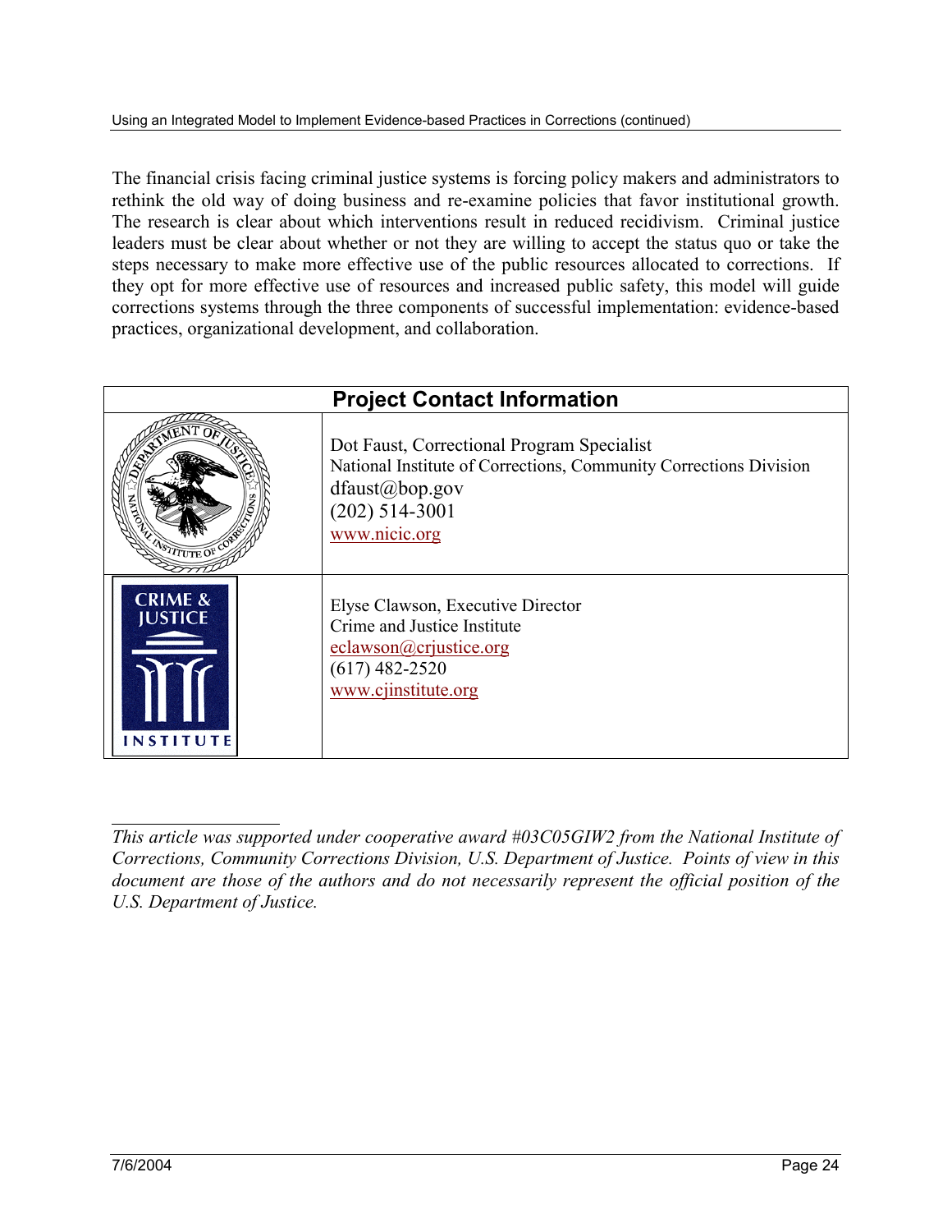The financial crisis facing criminal justice systems is forcing policy makers and administrators to rethink the old way of doing business and re-examine policies that favor institutional growth. The research is clear about which interventions result in reduced recidivism. Criminal justice leaders must be clear about whether or not they are willing to accept the status quo or take the steps necessary to make more effective use of the public resources allocated to corrections. If they opt for more effective use of resources and increased public safety, this model will guide corrections systems through the three components of successful implementation: evidence-based practices, organizational development, and collaboration.

| Project Contact Information | |
|---|---|
| | Dot Faust, Correctional Program Specialist<br>National Institute of Corrections, Community Corrections Division<br>dfaust@bop.gov<br>(202) 514-3001<br>www.nicic.org |
| | Elyse Clawson, Executive Director<br>Crime and Justice Institute<br>eclawson@crjustice.org<br>(617) 482-2520<br>www.cjinstitute.org |

*This article was supported under cooperative award #03C05GIW2 from the National Institute of Corrections, Community Corrections Division, U.S. Department of Justice. Points of view in this document are those of the authors and do not necessarily represent the official position of the U.S. Department of Justice.*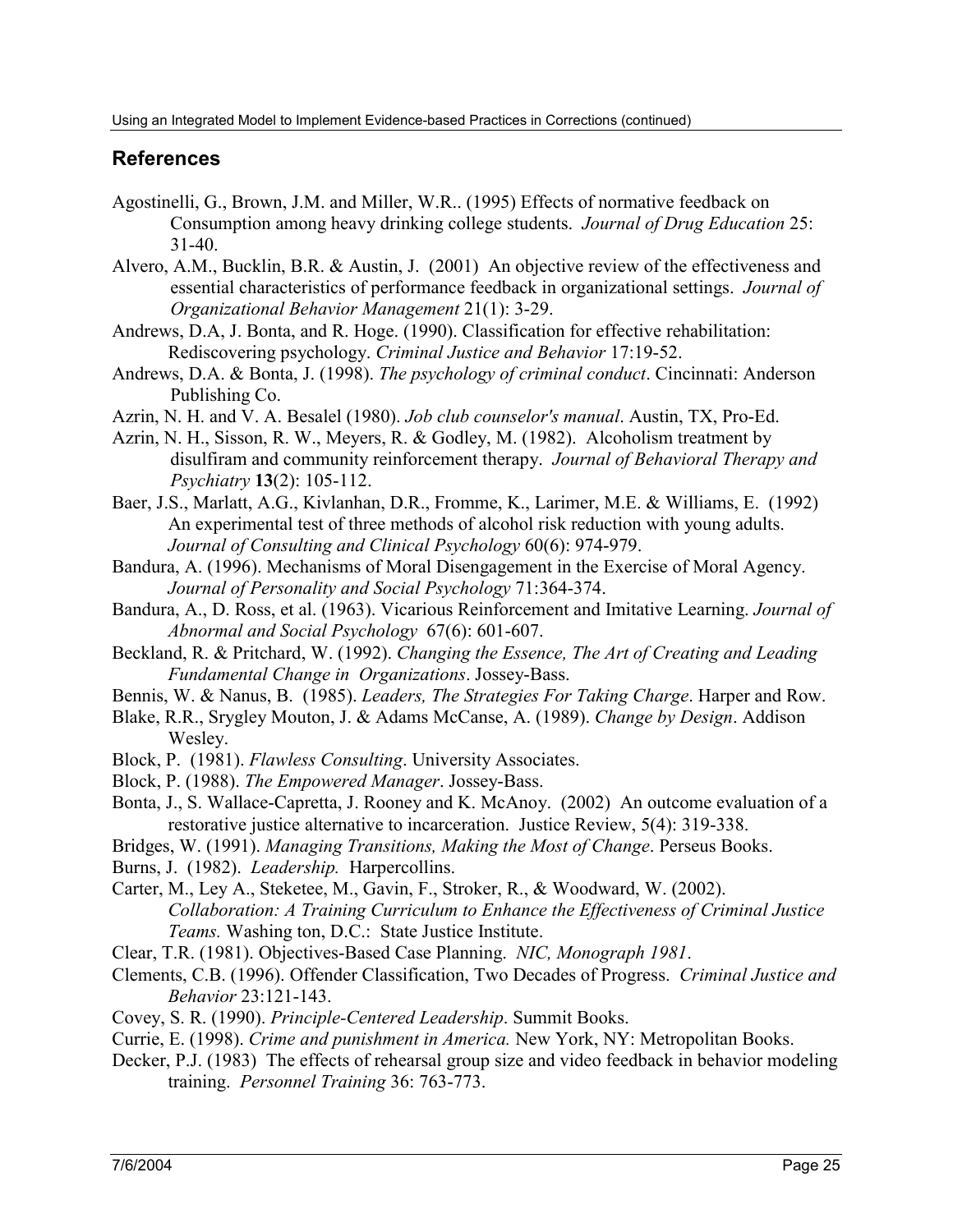## References

Agostinelli, G., Brown, J.M. and Miller, W.R.. (1995) Effects of normative feedback on Consumption among heavy drinking college students. *Journal of Drug Education* 25: 31-40.

Alvero, A.M., Bucklin, B.R. & Austin, J. (2001) An objective review of the effectiveness and essential characteristics of performance feedback in organizational settings. *Journal of Organizational Behavior Management* 21(1): 3-29.

Andrews, D.A, J. Bonta, and R. Hoge. (1990). Classification for effective rehabilitation: Rediscovering psychology. *Criminal Justice and Behavior* 17:19-52.

Andrews, D.A. & Bonta, J. (1998). *The psychology of criminal conduct*. Cincinnati: Anderson Publishing Co.

Azrin, N. H. and V. A. Besalel (1980). *Job club counselor's manual*. Austin, TX, Pro-Ed.

Azrin, N. H., Sisson, R. W., Meyers, R. & Godley, M. (1982). Alcoholism treatment by disulfiram and community reinforcement therapy. *Journal of Behavioral Therapy and Psychiatry* **13**(2): 105-112.

Baer, J.S., Marlatt, A.G., Kivlanhan, D.R., Fromme, K., Larimer, M.E. & Williams, E. (1992) An experimental test of three methods of alcohol risk reduction with young adults. *Journal of Consulting and Clinical Psychology* 60(6): 974-979.

Bandura, A. (1996). Mechanisms of Moral Disengagement in the Exercise of Moral Agency. *Journal of Personality and Social Psychology* 71:364-374.

Bandura, A., D. Ross, et al. (1963). Vicarious Reinforcement and Imitative Learning. *Journal of Abnormal and Social Psychology* 67(6): 601-607.

Beckland, R. & Pritchard, W. (1992). *Changing the Essence, The Art of Creating and Leading Fundamental Change in Organizations*. Jossey-Bass.

Bennis, W. & Nanus, B. (1985). *Leaders, The Strategies For Taking Charge*. Harper and Row.

Blake, R.R., Srygley Mouton, J. & Adams McCanse, A. (1989). *Change by Design*. Addison Wesley.

Block, P. (1981). *Flawless Consulting*. University Associates.

Block, P. (1988). *The Empowered Manager*. Jossey-Bass.

Bonta, J., S. Wallace-Capretta, J. Rooney and K. McAnoy. (2002) An outcome evaluation of a restorative justice alternative to incarceration. Justice Review, 5(4): 319-338.

Bridges, W. (1991). *Managing Transitions, Making the Most of Change*. Perseus Books.

Burns, J. (1982). *Leadership.* Harpercollins.

Carter, M., Ley A., Steketee, M., Gavin, F., Stroker, R., & Woodward, W. (2002). *Collaboration: A Training Curriculum to Enhance the Effectiveness of Criminal Justice Teams.* Washing ton, D.C.: State Justice Institute.

Clear, T.R. (1981). Objectives-Based Case Planning. *NIC, Monograph 1981*.

Clements, C.B. (1996). Offender Classification, Two Decades of Progress. *Criminal Justice and Behavior* 23:121-143.

Covey, S. R. (1990). *Principle-Centered Leadership*. Summit Books.

Currie, E. (1998). *Crime and punishment in America.* New York, NY: Metropolitan Books.

Decker, P.J. (1983) The effects of rehearsal group size and video feedback in behavior modeling training. *Personnel Training* 36: 763-773.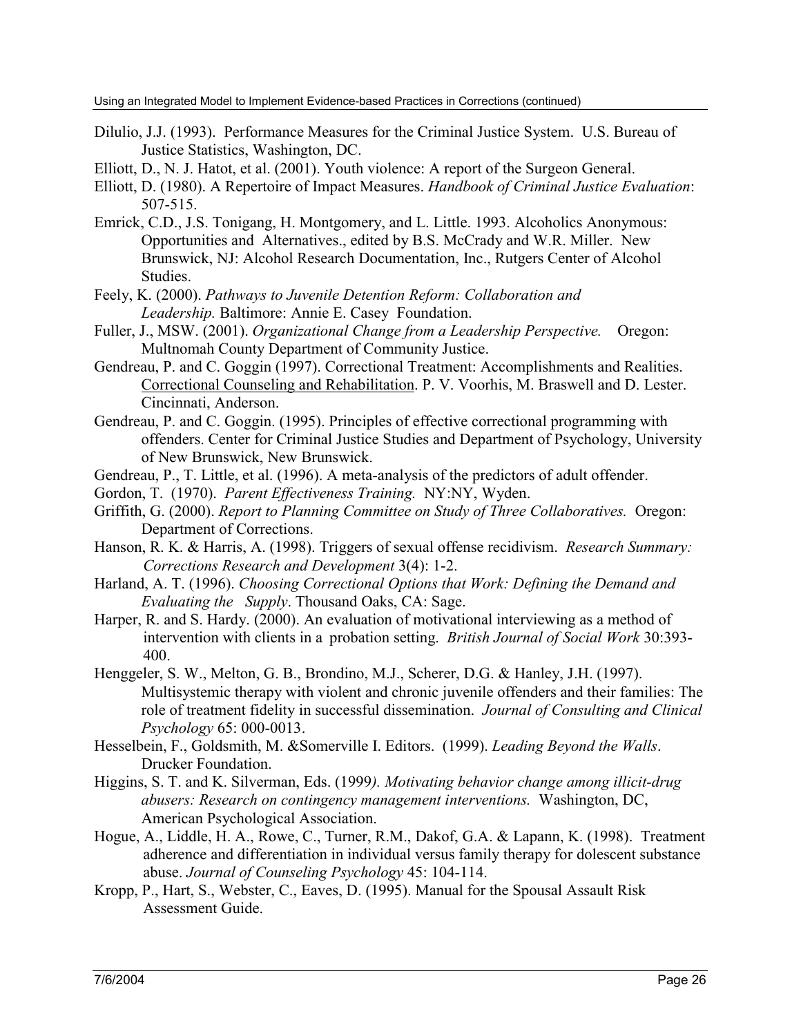Dilulio, J.J. (1993). Performance Measures for the Criminal Justice System. U.S. Bureau of Justice Statistics, Washington, DC.

Elliott, D., N. J. Hatot, et al. (2001). Youth violence: A report of the Surgeon General.

Elliott, D. (1980). A Repertoire of Impact Measures. *Handbook of Criminal Justice Evaluation*: 507-515.

Emrick, C.D., J.S. Tonigang, H. Montgomery, and L. Little. 1993. Alcoholics Anonymous: Opportunities and Alternatives., edited by B.S. McCrady and W.R. Miller. New Brunswick, NJ: Alcohol Research Documentation, Inc., Rutgers Center of Alcohol Studies.

Feely, K. (2000). *Pathways to Juvenile Detention Reform: Collaboration and Leadership.* Baltimore: Annie E. Casey Foundation.

Fuller, J., MSW. (2001). *Organizational Change from a Leadership Perspective.* Oregon: Multnomah County Department of Community Justice.

Gendreau, P. and C. Goggin (1997). Correctional Treatment: Accomplishments and Realities. Correctional Counseling and Rehabilitation. P. V. Voorhis, M. Braswell and D. Lester. Cincinnati, Anderson.

Gendreau, P. and C. Goggin. (1995). Principles of effective correctional programming with offenders. Center for Criminal Justice Studies and Department of Psychology, University of New Brunswick, New Brunswick.

Gendreau, P., T. Little, et al. (1996). A meta-analysis of the predictors of adult offender.

Gordon, T. (1970). *Parent Effectiveness Training.* NY:NY, Wyden.

Griffith, G. (2000). *Report to Planning Committee on Study of Three Collaboratives.* Oregon: Department of Corrections.

Hanson, R. K. & Harris, A. (1998). Triggers of sexual offense recidivism. *Research Summary: Corrections Research and Development* 3(4): 1-2.

Harland, A. T. (1996). *Choosing Correctional Options that Work: Defining the Demand and Evaluating the Supply*. Thousand Oaks, CA: Sage.

Harper, R. and S. Hardy. (2000). An evaluation of motivational interviewing as a method of intervention with clients in a probation setting. *British Journal of Social Work* 30:393-400.

Henggeler, S. W., Melton, G. B., Brondino, M.J., Scherer, D.G. & Hanley, J.H. (1997). Multisystemic therapy with violent and chronic juvenile offenders and their families: The role of treatment fidelity in successful dissemination. *Journal of Consulting and Clinical Psychology* 65: 000-0013.

Hesselbein, F., Goldsmith, M. &Somerville I. Editors. (1999). *Leading Beyond the Walls*. Drucker Foundation.

Higgins, S. T. and K. Silverman, Eds. (1999*). Motivating behavior change among illicit-drug abusers: Research on contingency management interventions.* Washington, DC, American Psychological Association.

Hogue, A., Liddle, H. A., Rowe, C., Turner, R.M., Dakof, G.A. & Lapann, K. (1998). Treatment adherence and differentiation in individual versus family therapy for dolescent substance abuse. *Journal of Counseling Psychology* 45: 104-114.

Kropp, P., Hart, S., Webster, C., Eaves, D. (1995). Manual for the Spousal Assault Risk Assessment Guide.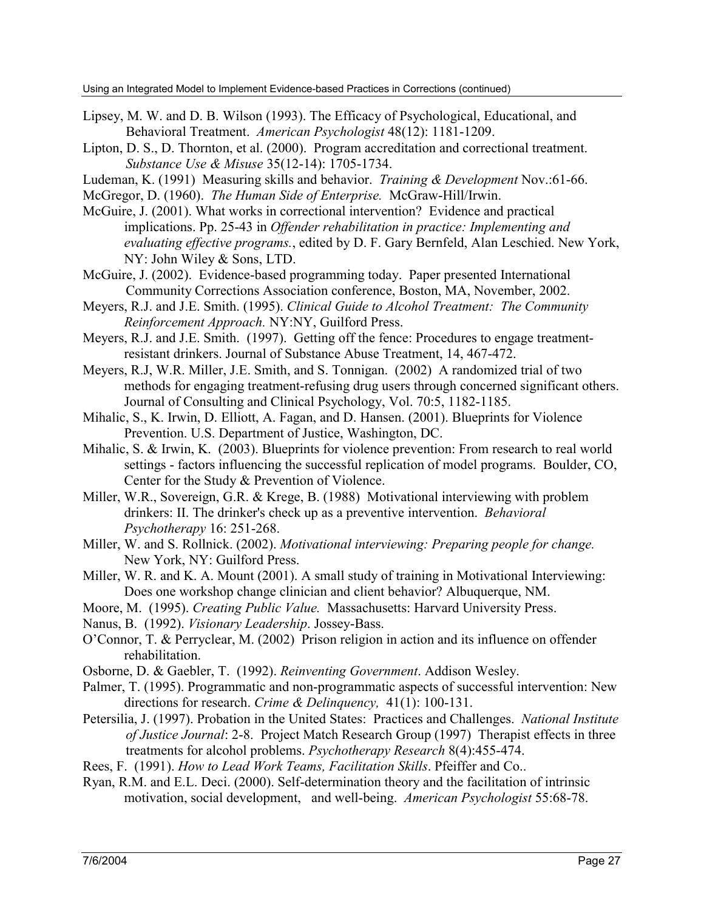Lipsey, M. W. and D. B. Wilson (1993). The Efficacy of Psychological, Educational, and Behavioral Treatment. *American Psychologist* 48(12): 1181-1209.

Lipton, D. S., D. Thornton, et al. (2000). Program accreditation and correctional treatment. *Substance Use & Misuse* 35(12-14): 1705-1734.

Ludeman, K. (1991) Measuring skills and behavior. *Training & Development* Nov.:61-66.

McGregor, D. (1960). *The Human Side of Enterprise.* McGraw-Hill/Irwin.

McGuire, J. (2001). What works in correctional intervention? Evidence and practical implications. Pp. 25-43 in *Offender rehabilitation in practice: Implementing and evaluating effective programs.*, edited by D. F. Gary Bernfeld, Alan Leschied. New York, NY: John Wiley & Sons, LTD.

McGuire, J. (2002). Evidence-based programming today. Paper presented International Community Corrections Association conference, Boston, MA, November, 2002.

Meyers, R.J. and J.E. Smith. (1995). *Clinical Guide to Alcohol Treatment: The Community Reinforcement Approach.* NY:NY, Guilford Press.

Meyers, R.J. and J.E. Smith. (1997). Getting off the fence: Procedures to engage treatment-resistant drinkers. Journal of Substance Abuse Treatment, 14, 467-472.

Meyers, R.J, W.R. Miller, J.E. Smith, and S. Tonnigan. (2002) A randomized trial of two methods for engaging treatment-refusing drug users through concerned significant others. Journal of Consulting and Clinical Psychology, Vol. 70:5, 1182-1185.

Mihalic, S., K. Irwin, D. Elliott, A. Fagan, and D. Hansen. (2001). Blueprints for Violence Prevention. U.S. Department of Justice, Washington, DC.

Mihalic, S. & Irwin, K. (2003). Blueprints for violence prevention: From research to real world settings - factors influencing the successful replication of model programs. Boulder, CO, Center for the Study & Prevention of Violence.

Miller, W.R., Sovereign, G.R. & Krege, B. (1988) Motivational interviewing with problem drinkers: II. The drinker's check up as a preventive intervention. *Behavioral Psychotherapy* 16: 251-268.

Miller, W. and S. Rollnick. (2002). *Motivational interviewing: Preparing people for change.* New York, NY: Guilford Press.

Miller, W. R. and K. A. Mount (2001). A small study of training in Motivational Interviewing: Does one workshop change clinician and client behavior? Albuquerque, NM.

Moore, M. (1995). *Creating Public Value.* Massachusetts: Harvard University Press.

Nanus, B. (1992). *Visionary Leadership*. Jossey-Bass.

O'Connor, T. & Perryclear, M. (2002) Prison religion in action and its influence on offender rehabilitation.

Osborne, D. & Gaebler, T. (1992). *Reinventing Government*. Addison Wesley.

Palmer, T. (1995). Programmatic and non-programmatic aspects of successful intervention: New directions for research. *Crime & Delinquency,* 41(1): 100-131.

Petersilia, J. (1997). Probation in the United States: Practices and Challenges. *National Institute of Justice Journal*: 2-8. Project Match Research Group (1997) Therapist effects in three treatments for alcohol problems. *Psychotherapy Research* 8(4):455-474.

Rees, F. (1991). *How to Lead Work Teams, Facilitation Skills*. Pfeiffer and Co..

Ryan, R.M. and E.L. Deci. (2000). Self-determination theory and the facilitation of intrinsic motivation, social development, and well-being. *American Psychologist* 55:68-78.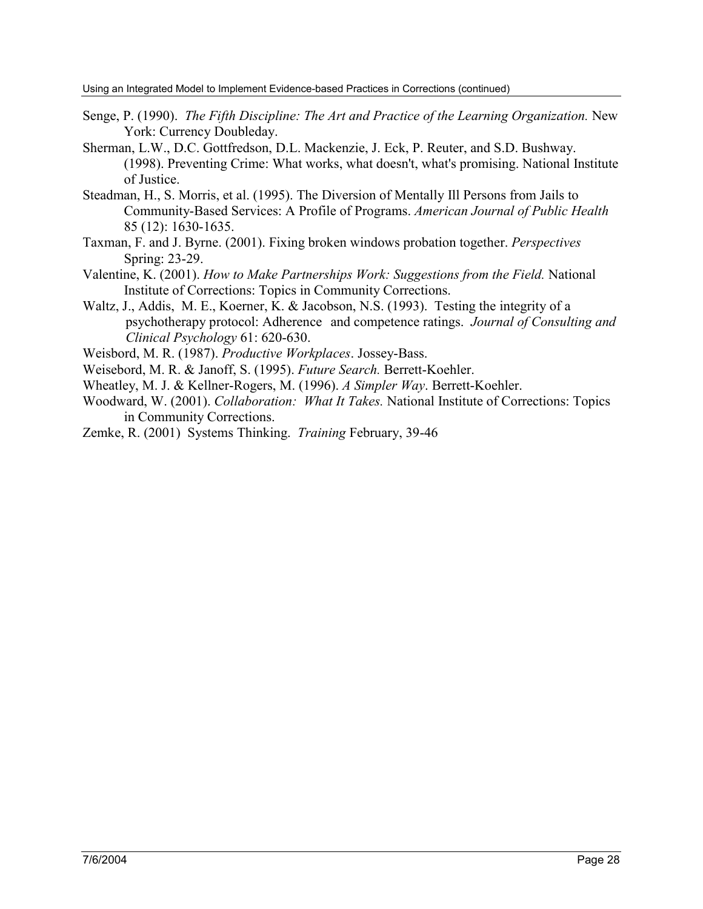Senge, P. (1990). *The Fifth Discipline: The Art and Practice of the Learning Organization.* New York: Currency Doubleday.

Sherman, L.W., D.C. Gottfredson, D.L. Mackenzie, J. Eck, P. Reuter, and S.D. Bushway. (1998). Preventing Crime: What works, what doesn't, what's promising. National Institute of Justice.

Steadman, H., S. Morris, et al. (1995). The Diversion of Mentally Ill Persons from Jails to Community-Based Services: A Profile of Programs. *American Journal of Public Health* 85 (12): 1630-1635.

Taxman, F. and J. Byrne. (2001). Fixing broken windows probation together. *Perspectives* Spring: 23-29.

Valentine, K. (2001). *How to Make Partnerships Work: Suggestions from the Field.* National Institute of Corrections: Topics in Community Corrections.

Waltz, J., Addis, M. E., Koerner, K. & Jacobson, N.S. (1993). Testing the integrity of a psychotherapy protocol: Adherence and competence ratings. *Journal of Consulting and Clinical Psychology* 61: 620-630.

Weisbord, M. R. (1987). *Productive Workplaces*. Jossey-Bass.

Weisebord, M. R. & Janoff, S. (1995). *Future Search.* Berrett-Koehler.

Wheatley, M. J. & Kellner-Rogers, M. (1996). *A Simpler Way*. Berrett-Koehler.

Woodward, W. (2001). *Collaboration: What It Takes.* National Institute of Corrections: Topics in Community Corrections.

Zemke, R. (2001) Systems Thinking. *Training* February, 39-46